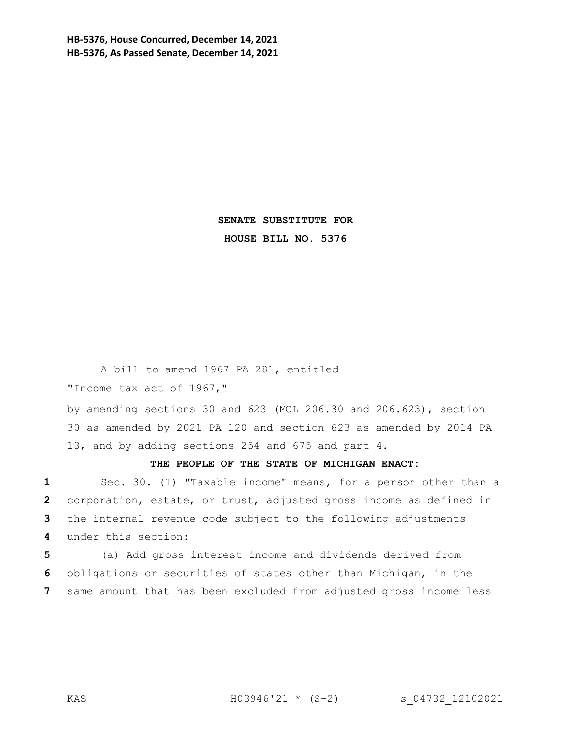**HB-5376, House Concurred, December 14, 2021**
**HB-5376, As Passed Senate, December 14, 2021**

**SENATE SUBSTITUTE FOR**
**HOUSE BILL NO. 5376**

A bill to amend 1967 PA 281, entitled

"Income tax act of 1967,"

by amending sections 30 and 623 (MCL 206.30 and 206.623), section 30 as amended by 2021 PA 120 and section 623 as amended by 2014 PA 13, and by adding sections 254 and 675 and part 4.

**THE PEOPLE OF THE STATE OF MICHIGAN ENACT:**

1 Sec. 30. (1) "Taxable income" means, for a person other than a
2 corporation, estate, or trust, adjusted gross income as defined in
3 the internal revenue code subject to the following adjustments
4 under this section:

5 (a) Add gross interest income and dividends derived from
6 obligations or securities of states other than Michigan, in the
7 same amount that has been excluded from adjusted gross income less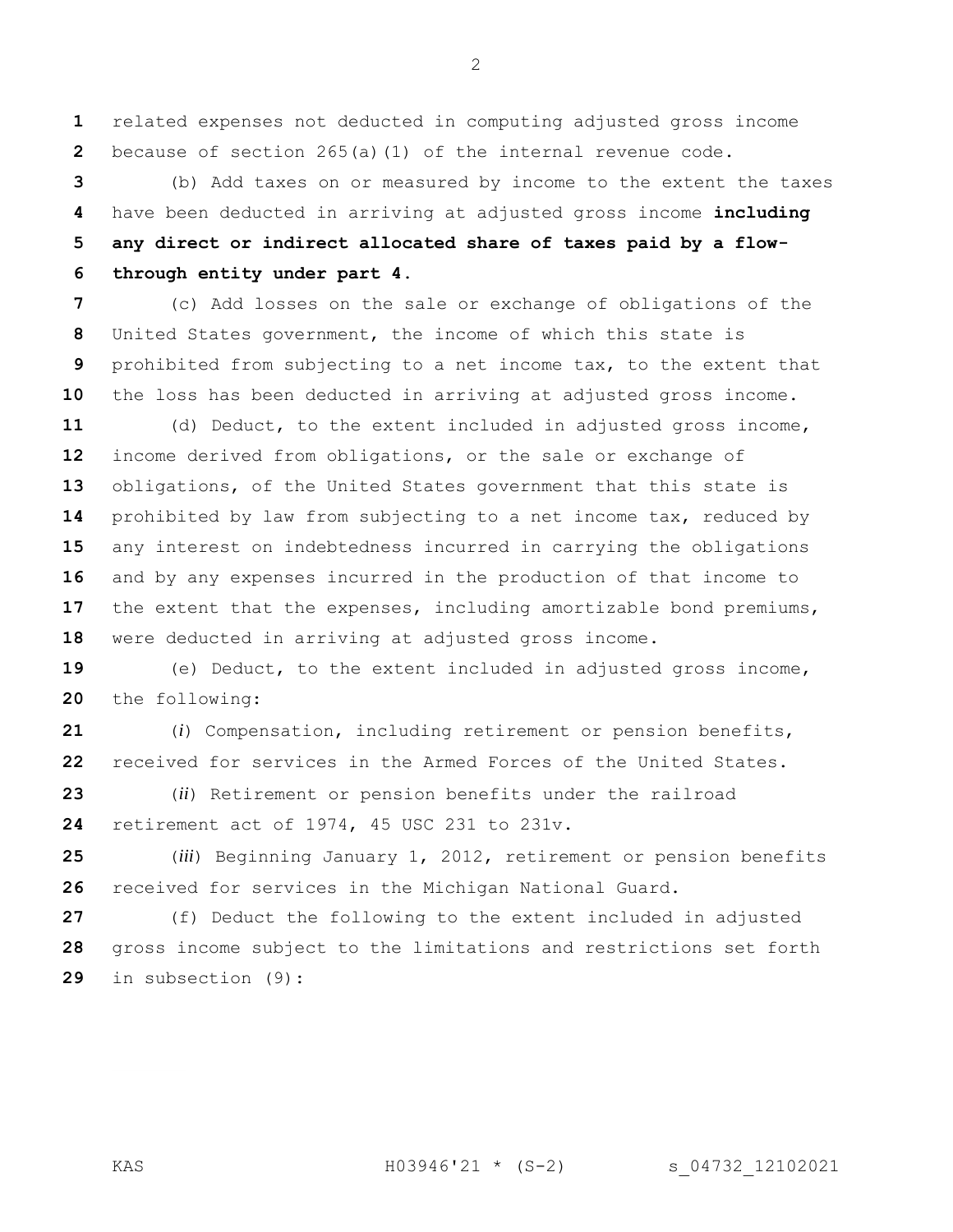related expenses not deducted in computing adjusted gross income because of section 265(a)(1) of the internal revenue code.

(b) Add taxes on or measured by income to the extent the taxes have been deducted in arriving at adjusted gross income **including any direct or indirect allocated share of taxes paid by a flow-through entity under part 4**.

(c) Add losses on the sale or exchange of obligations of the United States government, the income of which this state is prohibited from subjecting to a net income tax, to the extent that the loss has been deducted in arriving at adjusted gross income.

(d) Deduct, to the extent included in adjusted gross income, income derived from obligations, or the sale or exchange of obligations, of the United States government that this state is prohibited by law from subjecting to a net income tax, reduced by any interest on indebtedness incurred in carrying the obligations and by any expenses incurred in the production of that income to the extent that the expenses, including amortizable bond premiums, were deducted in arriving at adjusted gross income.

(e) Deduct, to the extent included in adjusted gross income, the following:

(*i*) Compensation, including retirement or pension benefits, received for services in the Armed Forces of the United States.

(*ii*) Retirement or pension benefits under the railroad retirement act of 1974, 45 USC 231 to 231v.

(*iii*) Beginning January 1, 2012, retirement or pension benefits received for services in the Michigan National Guard.

(f) Deduct the following to the extent included in adjusted gross income subject to the limitations and restrictions set forth in subsection (9):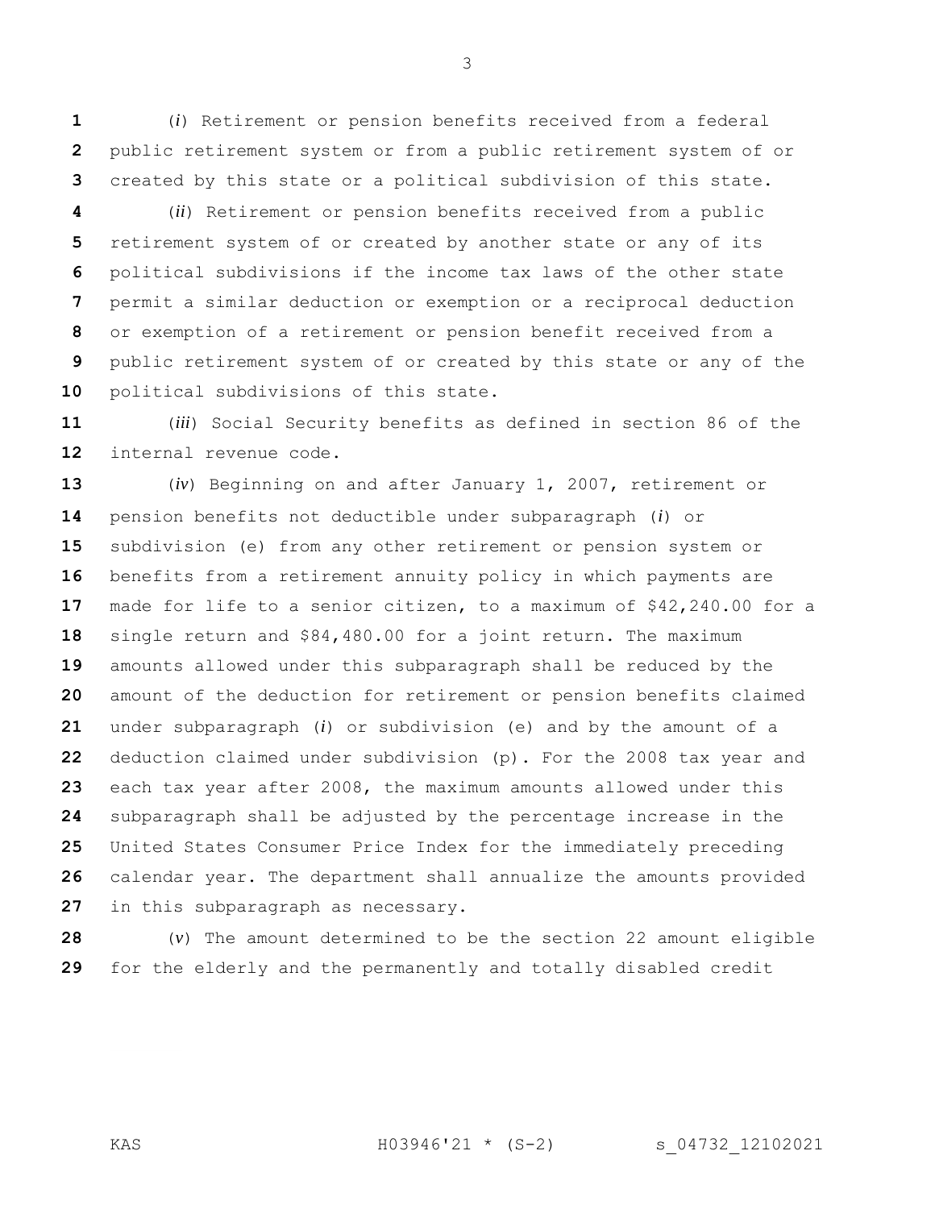(*i*) Retirement or pension benefits received from a federal public retirement system or from a public retirement system of or created by this state or a political subdivision of this state.

(*ii*) Retirement or pension benefits received from a public retirement system of or created by another state or any of its political subdivisions if the income tax laws of the other state permit a similar deduction or exemption or a reciprocal deduction or exemption of a retirement or pension benefit received from a public retirement system of or created by this state or any of the political subdivisions of this state.

(*iii*) Social Security benefits as defined in section 86 of the internal revenue code.

(*iv*) Beginning on and after January 1, 2007, retirement or pension benefits not deductible under subparagraph (*i*) or subdivision (e) from any other retirement or pension system or benefits from a retirement annuity policy in which payments are made for life to a senior citizen, to a maximum of $42,240.00 for a single return and $84,480.00 for a joint return. The maximum amounts allowed under this subparagraph shall be reduced by the amount of the deduction for retirement or pension benefits claimed under subparagraph (*i*) or subdivision (e) and by the amount of a deduction claimed under subdivision (p). For the 2008 tax year and each tax year after 2008, the maximum amounts allowed under this subparagraph shall be adjusted by the percentage increase in the United States Consumer Price Index for the immediately preceding calendar year. The department shall annualize the amounts provided in this subparagraph as necessary.

(*v*) The amount determined to be the section 22 amount eligible for the elderly and the permanently and totally disabled credit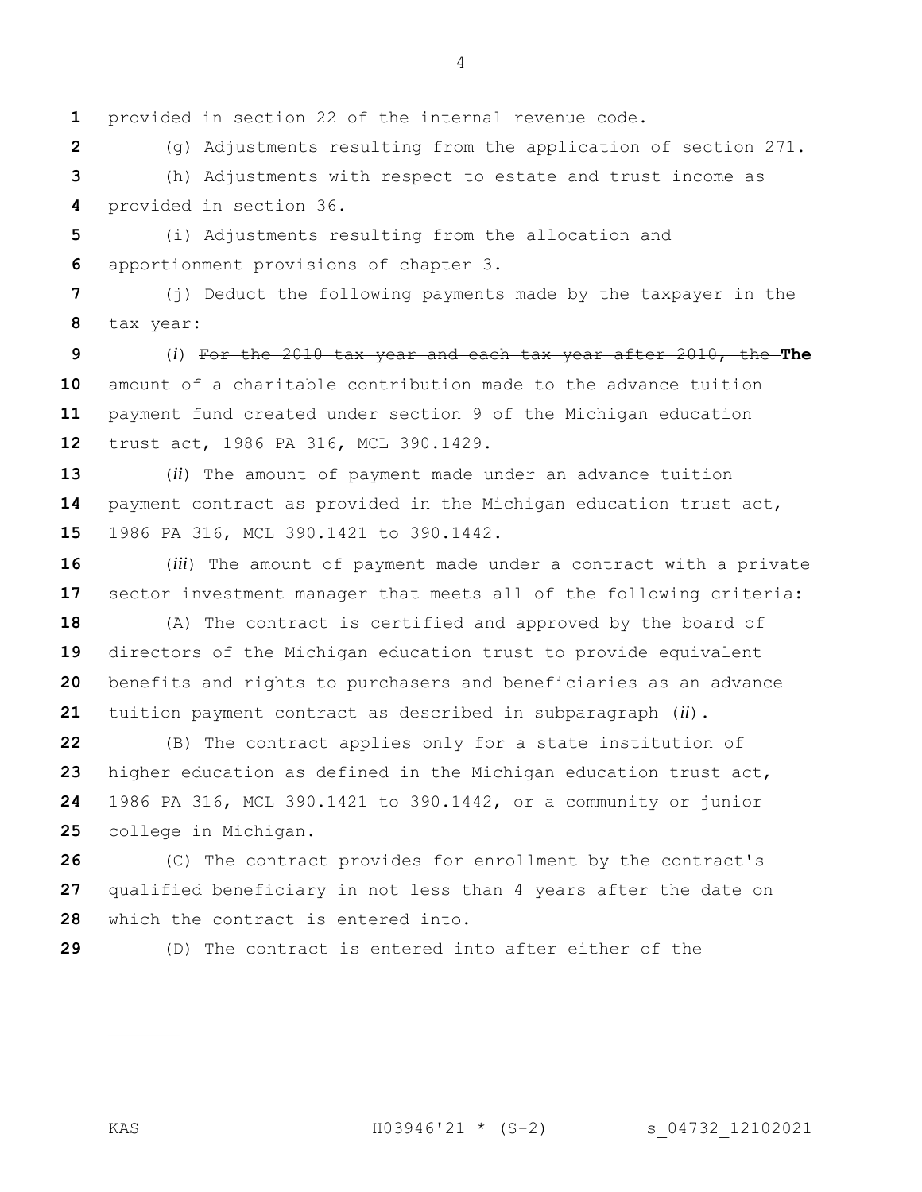provided in section 22 of the internal revenue code.

(g) Adjustments resulting from the application of section 271.

(h) Adjustments with respect to estate and trust income as provided in section 36.

(i) Adjustments resulting from the allocation and apportionment provisions of chapter 3.

(j) Deduct the following payments made by the taxpayer in the tax year:

(*i*) ~~For the 2010 tax year and each tax year after 2010, the~~ **The** amount of a charitable contribution made to the advance tuition payment fund created under section 9 of the Michigan education trust act, 1986 PA 316, MCL 390.1429.

(*ii*) The amount of payment made under an advance tuition payment contract as provided in the Michigan education trust act, 1986 PA 316, MCL 390.1421 to 390.1442.

(*iii*) The amount of payment made under a contract with a private sector investment manager that meets all of the following criteria:

(A) The contract is certified and approved by the board of directors of the Michigan education trust to provide equivalent benefits and rights to purchasers and beneficiaries as an advance tuition payment contract as described in subparagraph (*ii*).

(B) The contract applies only for a state institution of higher education as defined in the Michigan education trust act, 1986 PA 316, MCL 390.1421 to 390.1442, or a community or junior college in Michigan.

(C) The contract provides for enrollment by the contract's qualified beneficiary in not less than 4 years after the date on which the contract is entered into.

(D) The contract is entered into after either of the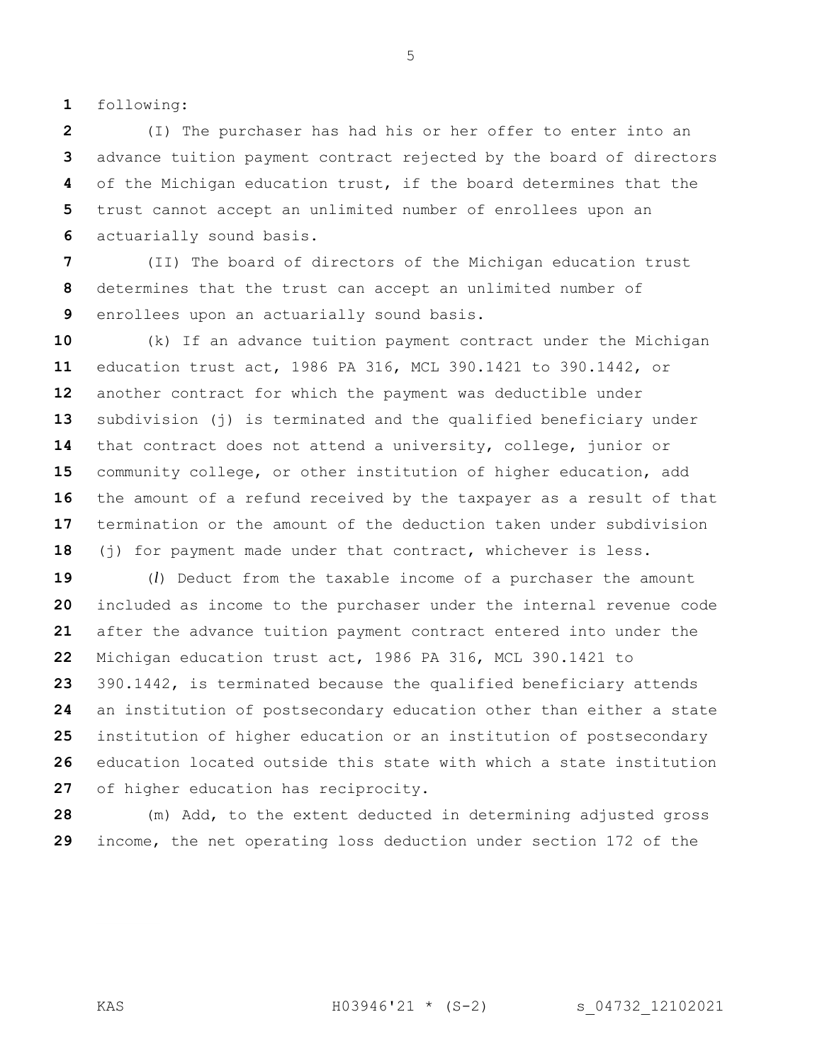following:

(I) The purchaser has had his or her offer to enter into an advance tuition payment contract rejected by the board of directors of the Michigan education trust, if the board determines that the trust cannot accept an unlimited number of enrollees upon an actuarially sound basis.

(II) The board of directors of the Michigan education trust determines that the trust can accept an unlimited number of enrollees upon an actuarially sound basis.

(k) If an advance tuition payment contract under the Michigan education trust act, 1986 PA 316, MCL 390.1421 to 390.1442, or another contract for which the payment was deductible under subdivision (j) is terminated and the qualified beneficiary under that contract does not attend a university, college, junior or community college, or other institution of higher education, add the amount of a refund received by the taxpayer as a result of that termination or the amount of the deduction taken under subdivision (j) for payment made under that contract, whichever is less.

(*l*) Deduct from the taxable income of a purchaser the amount included as income to the purchaser under the internal revenue code after the advance tuition payment contract entered into under the Michigan education trust act, 1986 PA 316, MCL 390.1421 to 390.1442, is terminated because the qualified beneficiary attends an institution of postsecondary education other than either a state institution of higher education or an institution of postsecondary education located outside this state with which a state institution of higher education has reciprocity.

(m) Add, to the extent deducted in determining adjusted gross income, the net operating loss deduction under section 172 of the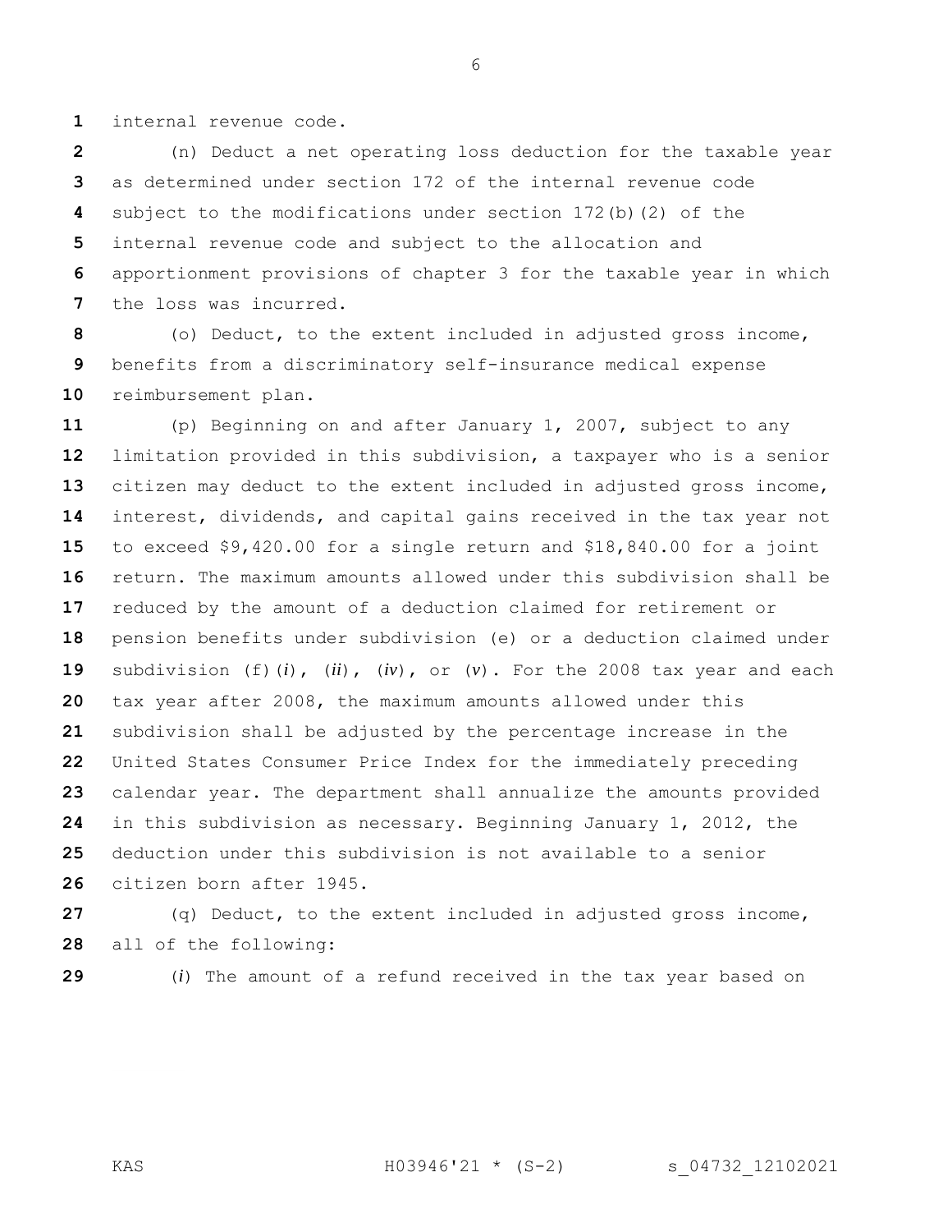internal revenue code.

(n) Deduct a net operating loss deduction for the taxable year as determined under section 172 of the internal revenue code subject to the modifications under section 172(b)(2) of the internal revenue code and subject to the allocation and apportionment provisions of chapter 3 for the taxable year in which the loss was incurred.

(o) Deduct, to the extent included in adjusted gross income, benefits from a discriminatory self-insurance medical expense reimbursement plan.

(p) Beginning on and after January 1, 2007, subject to any limitation provided in this subdivision, a taxpayer who is a senior citizen may deduct to the extent included in adjusted gross income, interest, dividends, and capital gains received in the tax year not to exceed $9,420.00 for a single return and $18,840.00 for a joint return. The maximum amounts allowed under this subdivision shall be reduced by the amount of a deduction claimed for retirement or pension benefits under subdivision (e) or a deduction claimed under subdivision (f)(*i*), (*ii*), (*iv*), or (*v*). For the 2008 tax year and each tax year after 2008, the maximum amounts allowed under this subdivision shall be adjusted by the percentage increase in the United States Consumer Price Index for the immediately preceding calendar year. The department shall annualize the amounts provided in this subdivision as necessary. Beginning January 1, 2012, the deduction under this subdivision is not available to a senior citizen born after 1945.

(q) Deduct, to the extent included in adjusted gross income, all of the following:

(*i*) The amount of a refund received in the tax year based on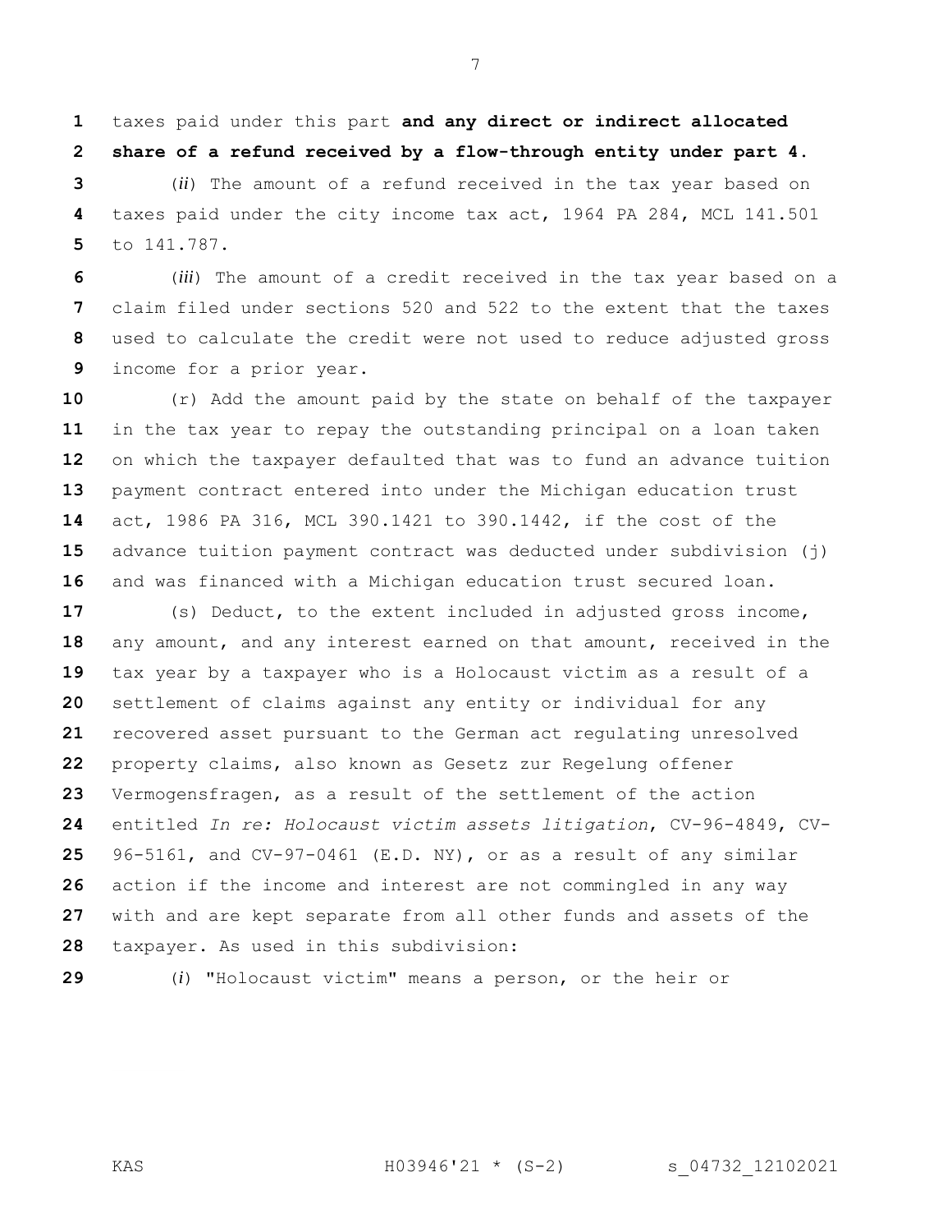taxes paid under this part **and any direct or indirect allocated share of a refund received by a flow-through entity under part 4**.

(*ii*) The amount of a refund received in the tax year based on taxes paid under the city income tax act, 1964 PA 284, MCL 141.501 to 141.787.

(*iii*) The amount of a credit received in the tax year based on a claim filed under sections 520 and 522 to the extent that the taxes used to calculate the credit were not used to reduce adjusted gross income for a prior year.

(r) Add the amount paid by the state on behalf of the taxpayer in the tax year to repay the outstanding principal on a loan taken on which the taxpayer defaulted that was to fund an advance tuition payment contract entered into under the Michigan education trust act, 1986 PA 316, MCL 390.1421 to 390.1442, if the cost of the advance tuition payment contract was deducted under subdivision (j) and was financed with a Michigan education trust secured loan.

(s) Deduct, to the extent included in adjusted gross income, any amount, and any interest earned on that amount, received in the tax year by a taxpayer who is a Holocaust victim as a result of a settlement of claims against any entity or individual for any recovered asset pursuant to the German act regulating unresolved property claims, also known as Gesetz zur Regelung offener Vermogensfragen, as a result of the settlement of the action entitled *In re: Holocaust victim assets litigation*, CV-96-4849, CV-96-5161, and CV-97-0461 (E.D. NY), or as a result of any similar action if the income and interest are not commingled in any way with and are kept separate from all other funds and assets of the taxpayer. As used in this subdivision:

(*i*) "Holocaust victim" means a person, or the heir or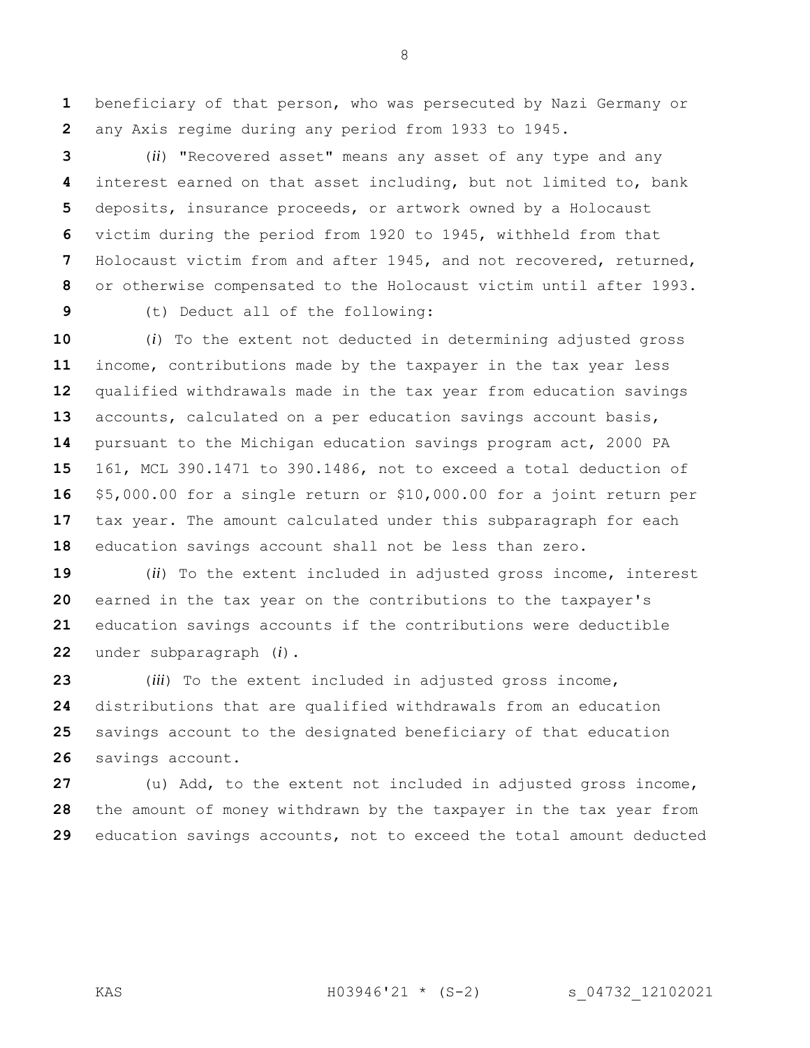beneficiary of that person, who was persecuted by Nazi Germany or any Axis regime during any period from 1933 to 1945.

(*ii*) "Recovered asset" means any asset of any type and any interest earned on that asset including, but not limited to, bank deposits, insurance proceeds, or artwork owned by a Holocaust victim during the period from 1920 to 1945, withheld from that Holocaust victim from and after 1945, and not recovered, returned, or otherwise compensated to the Holocaust victim until after 1993.

(t) Deduct all of the following:

(*i*) To the extent not deducted in determining adjusted gross income, contributions made by the taxpayer in the tax year less qualified withdrawals made in the tax year from education savings accounts, calculated on a per education savings account basis, pursuant to the Michigan education savings program act, 2000 PA 161, MCL 390.1471 to 390.1486, not to exceed a total deduction of $5,000.00 for a single return or $10,000.00 for a joint return per tax year. The amount calculated under this subparagraph for each education savings account shall not be less than zero.

(*ii*) To the extent included in adjusted gross income, interest earned in the tax year on the contributions to the taxpayer's education savings accounts if the contributions were deductible under subparagraph (*i*).

(*iii*) To the extent included in adjusted gross income, distributions that are qualified withdrawals from an education savings account to the designated beneficiary of that education savings account.

(u) Add, to the extent not included in adjusted gross income, the amount of money withdrawn by the taxpayer in the tax year from education savings accounts, not to exceed the total amount deducted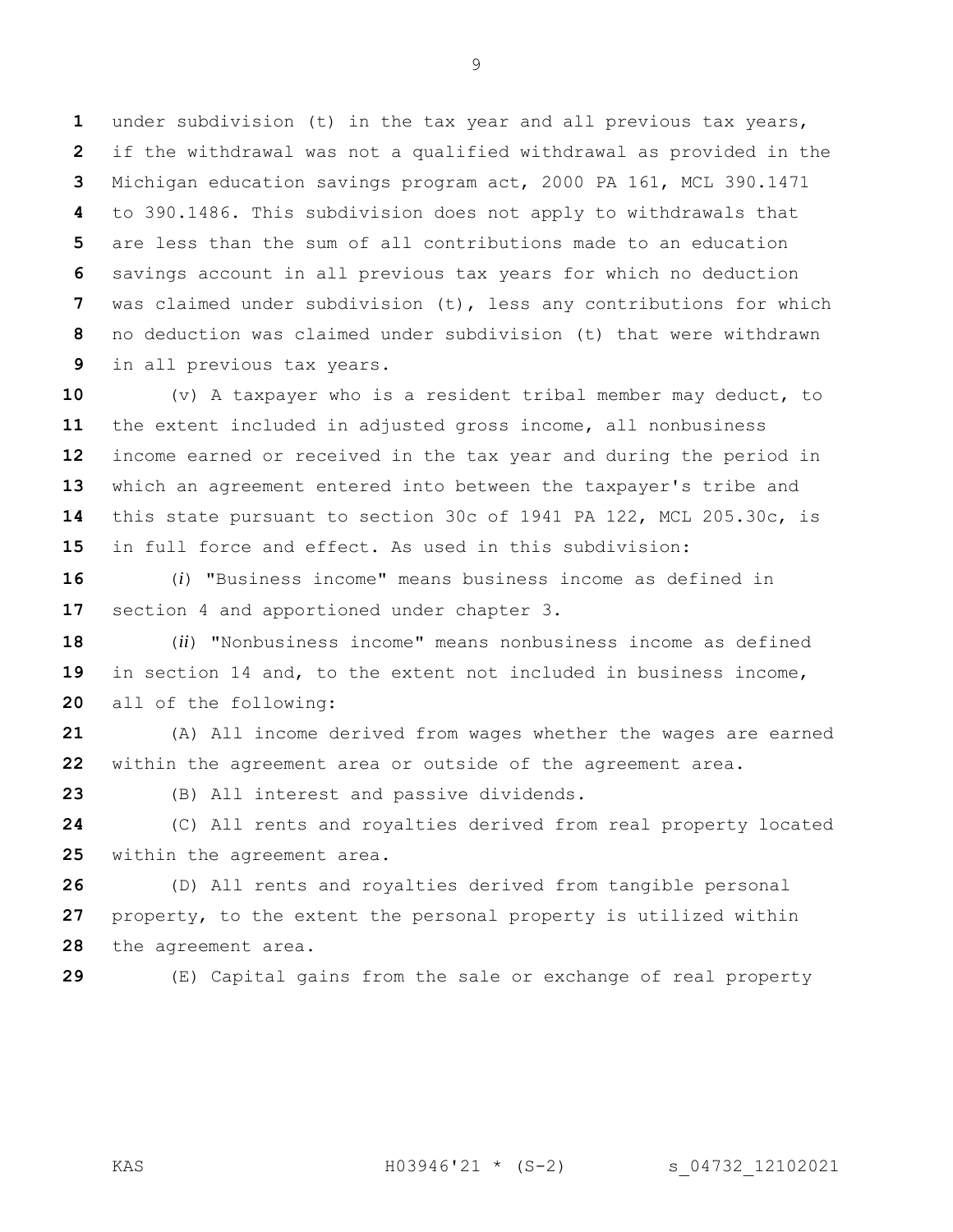under subdivision (t) in the tax year and all previous tax years, if the withdrawal was not a qualified withdrawal as provided in the Michigan education savings program act, 2000 PA 161, MCL 390.1471 to 390.1486. This subdivision does not apply to withdrawals that are less than the sum of all contributions made to an education savings account in all previous tax years for which no deduction was claimed under subdivision (t), less any contributions for which no deduction was claimed under subdivision (t) that were withdrawn in all previous tax years.

(v) A taxpayer who is a resident tribal member may deduct, to the extent included in adjusted gross income, all nonbusiness income earned or received in the tax year and during the period in which an agreement entered into between the taxpayer's tribe and this state pursuant to section 30c of 1941 PA 122, MCL 205.30c, is in full force and effect. As used in this subdivision:

(*i*) "Business income" means business income as defined in section 4 and apportioned under chapter 3.

(*ii*) "Nonbusiness income" means nonbusiness income as defined in section 14 and, to the extent not included in business income, all of the following:

(A) All income derived from wages whether the wages are earned within the agreement area or outside of the agreement area.

(B) All interest and passive dividends.

(C) All rents and royalties derived from real property located within the agreement area.

(D) All rents and royalties derived from tangible personal property, to the extent the personal property is utilized within the agreement area.

(E) Capital gains from the sale or exchange of real property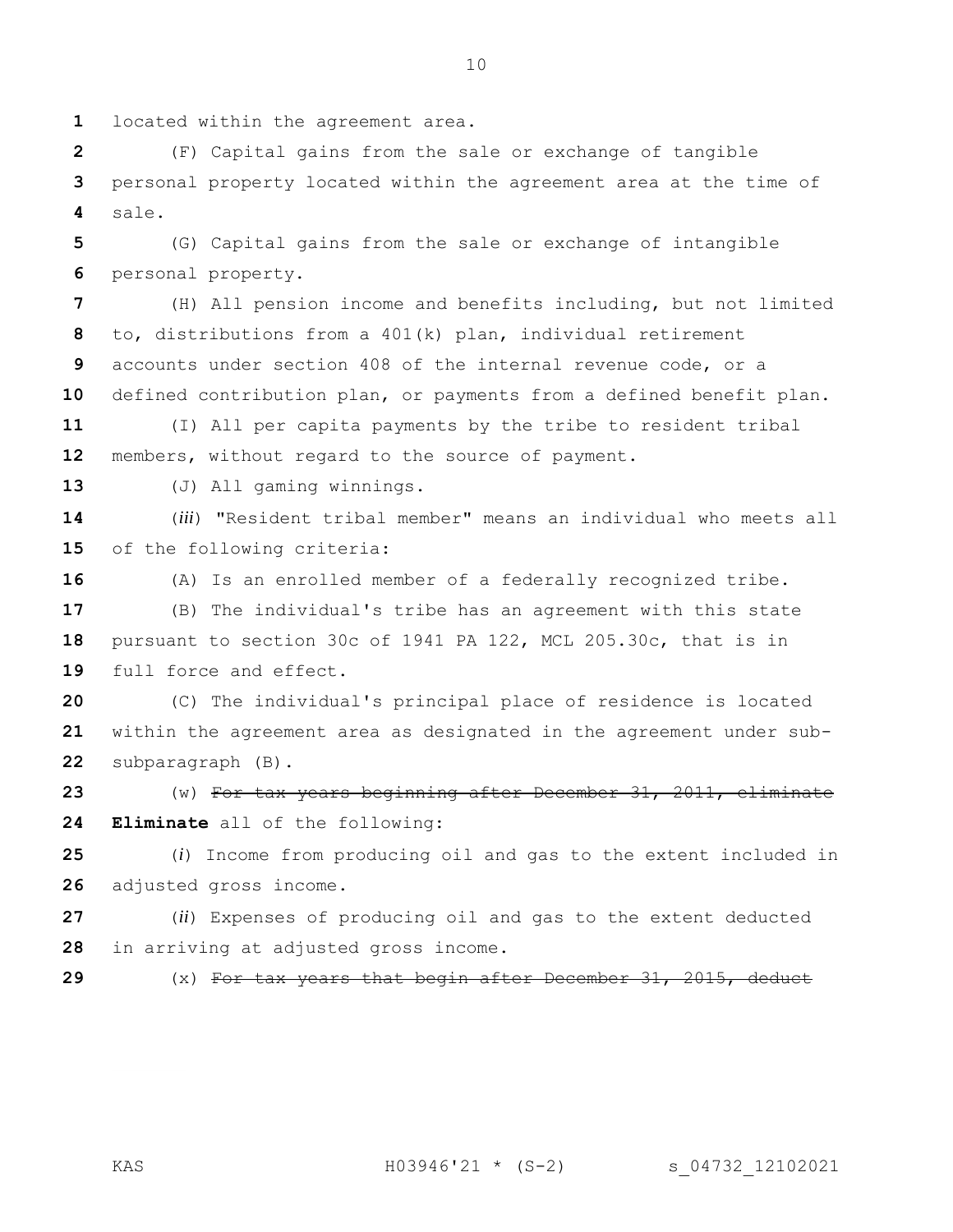located within the agreement area.

(F) Capital gains from the sale or exchange of tangible personal property located within the agreement area at the time of sale.

(G) Capital gains from the sale or exchange of intangible personal property.

(H) All pension income and benefits including, but not limited to, distributions from a 401(k) plan, individual retirement accounts under section 408 of the internal revenue code, or a defined contribution plan, or payments from a defined benefit plan.

(I) All per capita payments by the tribe to resident tribal members, without regard to the source of payment.

(J) All gaming winnings.

(*iii*) "Resident tribal member" means an individual who meets all of the following criteria:

(A) Is an enrolled member of a federally recognized tribe.

(B) The individual's tribe has an agreement with this state pursuant to section 30c of 1941 PA 122, MCL 205.30c, that is in full force and effect.

(C) The individual's principal place of residence is located within the agreement area as designated in the agreement under sub-subparagraph (B).

(w) ~~For tax years beginning after December 31, 2011, eliminate~~ **Eliminate** all of the following:

(*i*) Income from producing oil and gas to the extent included in adjusted gross income.

(*ii*) Expenses of producing oil and gas to the extent deducted in arriving at adjusted gross income.

(x) ~~For tax years that begin after December 31, 2015, deduct~~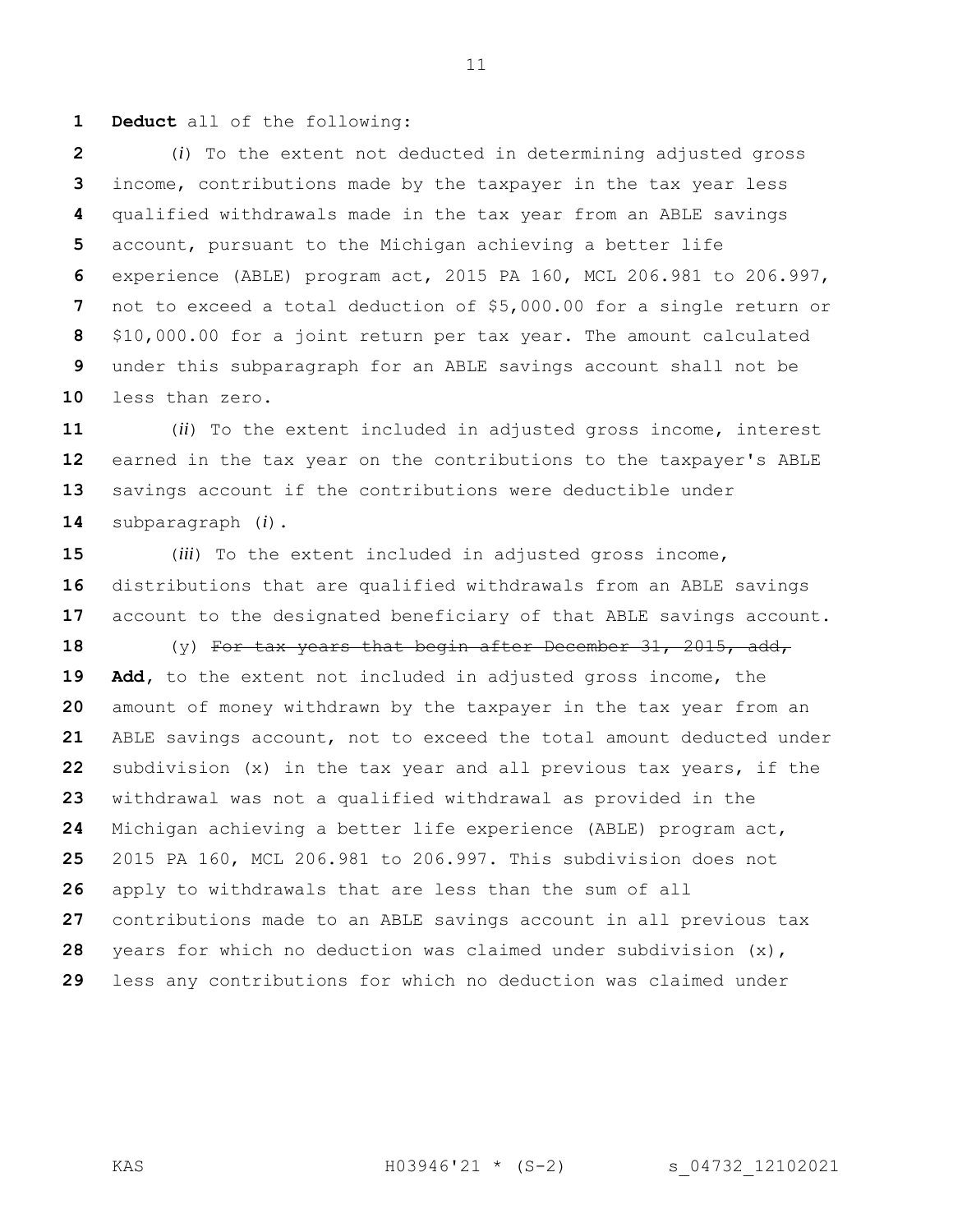**Deduct** all of the following:

(*i*) To the extent not deducted in determining adjusted gross income, contributions made by the taxpayer in the tax year less qualified withdrawals made in the tax year from an ABLE savings account, pursuant to the Michigan achieving a better life experience (ABLE) program act, 2015 PA 160, MCL 206.981 to 206.997, not to exceed a total deduction of $5,000.00 for a single return or $10,000.00 for a joint return per tax year. The amount calculated under this subparagraph for an ABLE savings account shall not be less than zero.

(*ii*) To the extent included in adjusted gross income, interest earned in the tax year on the contributions to the taxpayer's ABLE savings account if the contributions were deductible under subparagraph (*i*).

(*iii*) To the extent included in adjusted gross income, distributions that are qualified withdrawals from an ABLE savings account to the designated beneficiary of that ABLE savings account.

(y) ~~For tax years that begin after December 31, 2015, add,~~ **Add**, to the extent not included in adjusted gross income, the amount of money withdrawn by the taxpayer in the tax year from an ABLE savings account, not to exceed the total amount deducted under subdivision (x) in the tax year and all previous tax years, if the withdrawal was not a qualified withdrawal as provided in the Michigan achieving a better life experience (ABLE) program act, 2015 PA 160, MCL 206.981 to 206.997. This subdivision does not apply to withdrawals that are less than the sum of all contributions made to an ABLE savings account in all previous tax years for which no deduction was claimed under subdivision (x), less any contributions for which no deduction was claimed under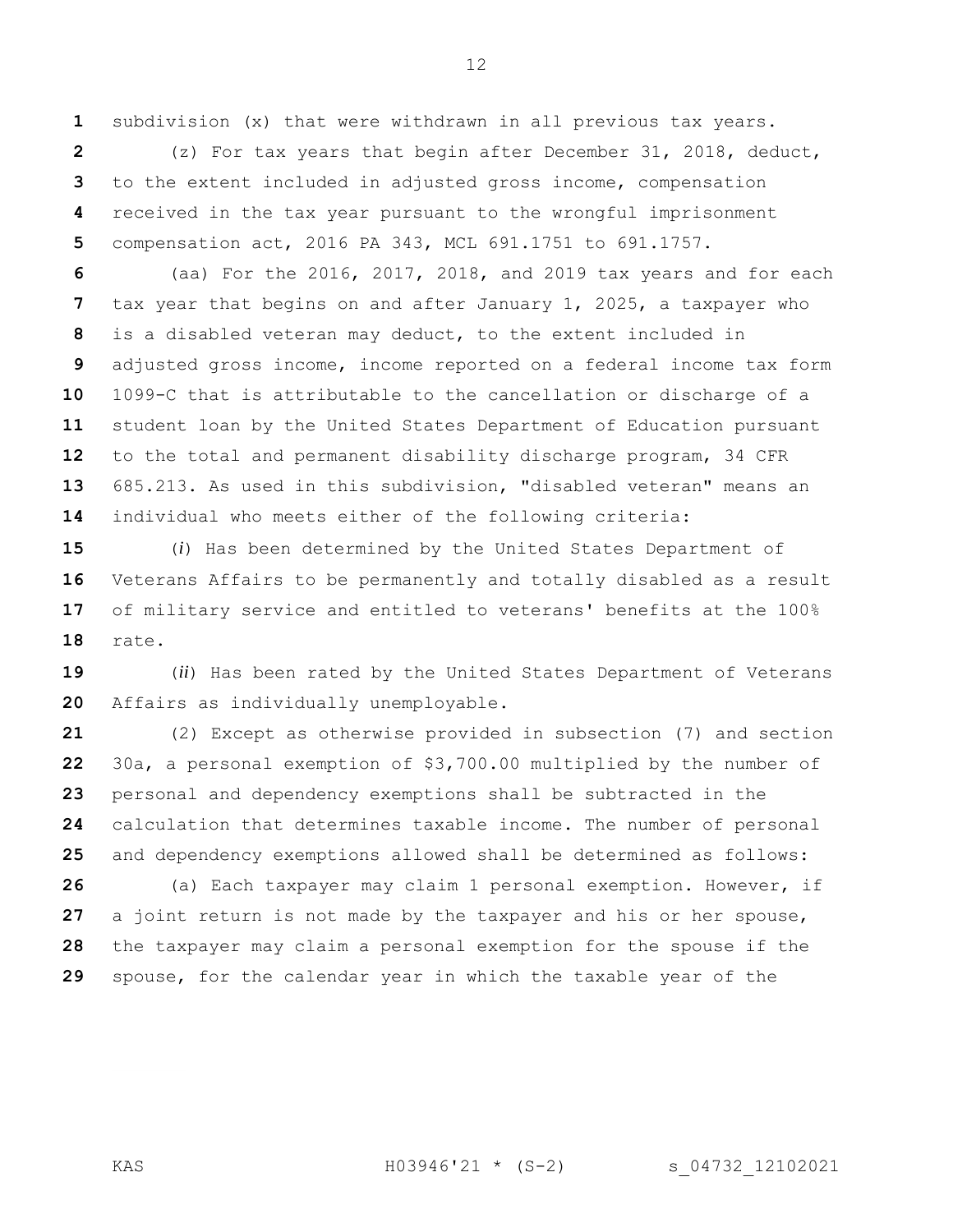subdivision (x) that were withdrawn in all previous tax years.

(z) For tax years that begin after December 31, 2018, deduct, to the extent included in adjusted gross income, compensation received in the tax year pursuant to the wrongful imprisonment compensation act, 2016 PA 343, MCL 691.1751 to 691.1757.

(aa) For the 2016, 2017, 2018, and 2019 tax years and for each tax year that begins on and after January 1, 2025, a taxpayer who is a disabled veteran may deduct, to the extent included in adjusted gross income, income reported on a federal income tax form 1099-C that is attributable to the cancellation or discharge of a student loan by the United States Department of Education pursuant to the total and permanent disability discharge program, 34 CFR 685.213. As used in this subdivision, "disabled veteran" means an individual who meets either of the following criteria:

(*i*) Has been determined by the United States Department of Veterans Affairs to be permanently and totally disabled as a result of military service and entitled to veterans' benefits at the 100% rate.

(*ii*) Has been rated by the United States Department of Veterans Affairs as individually unemployable.

(2) Except as otherwise provided in subsection (7) and section 30a, a personal exemption of $3,700.00 multiplied by the number of personal and dependency exemptions shall be subtracted in the calculation that determines taxable income. The number of personal and dependency exemptions allowed shall be determined as follows:

(a) Each taxpayer may claim 1 personal exemption. However, if a joint return is not made by the taxpayer and his or her spouse, the taxpayer may claim a personal exemption for the spouse if the spouse, for the calendar year in which the taxable year of the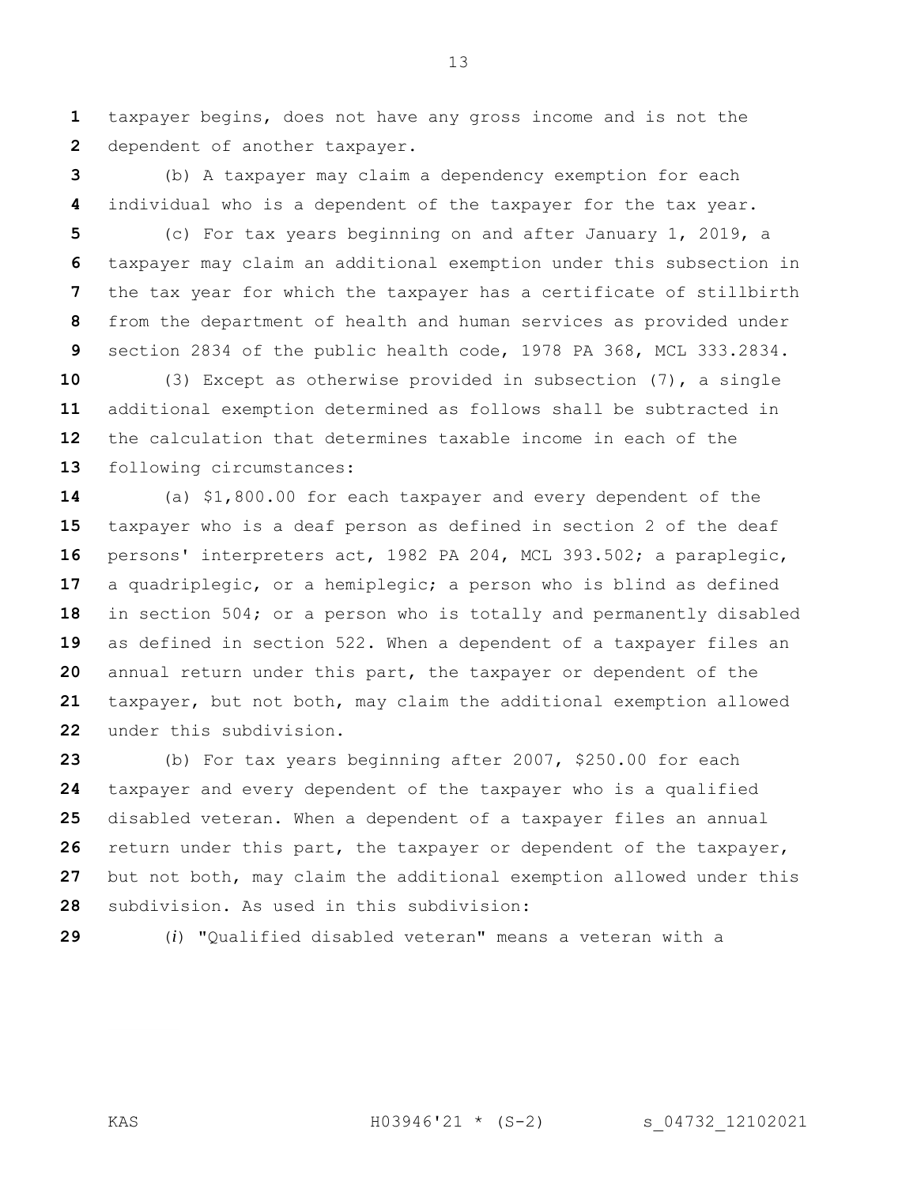taxpayer begins, does not have any gross income and is not the dependent of another taxpayer.

(b) A taxpayer may claim a dependency exemption for each individual who is a dependent of the taxpayer for the tax year.

(c) For tax years beginning on and after January 1, 2019, a taxpayer may claim an additional exemption under this subsection in the tax year for which the taxpayer has a certificate of stillbirth from the department of health and human services as provided under section 2834 of the public health code, 1978 PA 368, MCL 333.2834.

(3) Except as otherwise provided in subsection (7), a single additional exemption determined as follows shall be subtracted in the calculation that determines taxable income in each of the following circumstances:

(a) $1,800.00 for each taxpayer and every dependent of the taxpayer who is a deaf person as defined in section 2 of the deaf persons' interpreters act, 1982 PA 204, MCL 393.502; a paraplegic, a quadriplegic, or a hemiplegic; a person who is blind as defined in section 504; or a person who is totally and permanently disabled as defined in section 522. When a dependent of a taxpayer files an annual return under this part, the taxpayer or dependent of the taxpayer, but not both, may claim the additional exemption allowed under this subdivision.

(b) For tax years beginning after 2007, $250.00 for each taxpayer and every dependent of the taxpayer who is a qualified disabled veteran. When a dependent of a taxpayer files an annual return under this part, the taxpayer or dependent of the taxpayer, but not both, may claim the additional exemption allowed under this subdivision. As used in this subdivision:

(*i*) "Qualified disabled veteran" means a veteran with a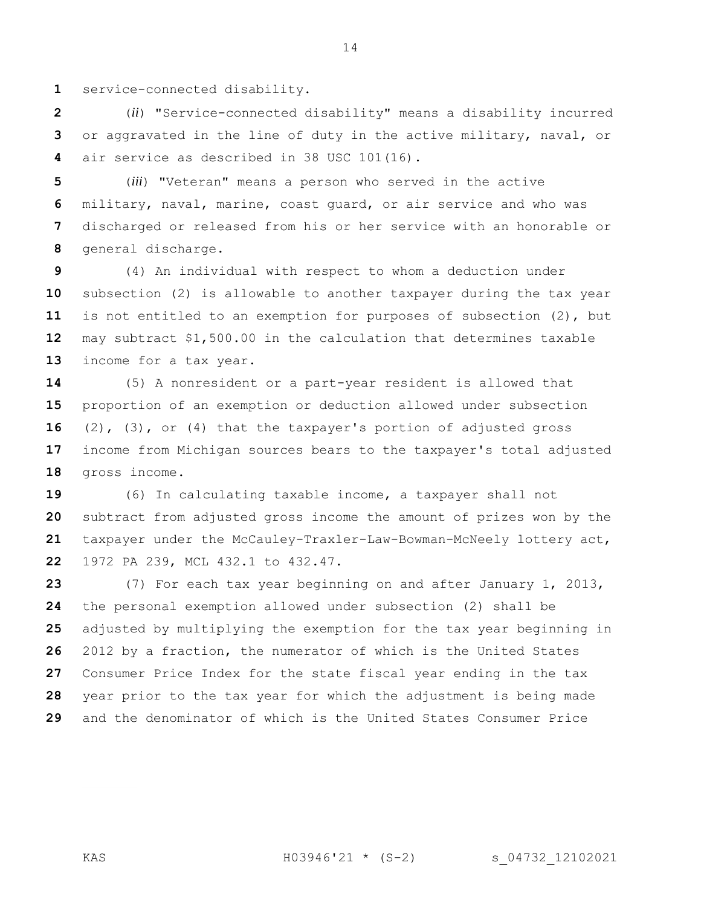service-connected disability.

(*ii*) "Service-connected disability" means a disability incurred or aggravated in the line of duty in the active military, naval, or air service as described in 38 USC 101(16).

(*iii*) "Veteran" means a person who served in the active military, naval, marine, coast guard, or air service and who was discharged or released from his or her service with an honorable or general discharge.

(4) An individual with respect to whom a deduction under subsection (2) is allowable to another taxpayer during the tax year is not entitled to an exemption for purposes of subsection (2), but may subtract $1,500.00 in the calculation that determines taxable income for a tax year.

(5) A nonresident or a part-year resident is allowed that proportion of an exemption or deduction allowed under subsection (2), (3), or (4) that the taxpayer's portion of adjusted gross income from Michigan sources bears to the taxpayer's total adjusted gross income.

(6) In calculating taxable income, a taxpayer shall not subtract from adjusted gross income the amount of prizes won by the taxpayer under the McCauley-Traxler-Law-Bowman-McNeely lottery act, 1972 PA 239, MCL 432.1 to 432.47.

(7) For each tax year beginning on and after January 1, 2013, the personal exemption allowed under subsection (2) shall be adjusted by multiplying the exemption for the tax year beginning in 2012 by a fraction, the numerator of which is the United States Consumer Price Index for the state fiscal year ending in the tax year prior to the tax year for which the adjustment is being made and the denominator of which is the United States Consumer Price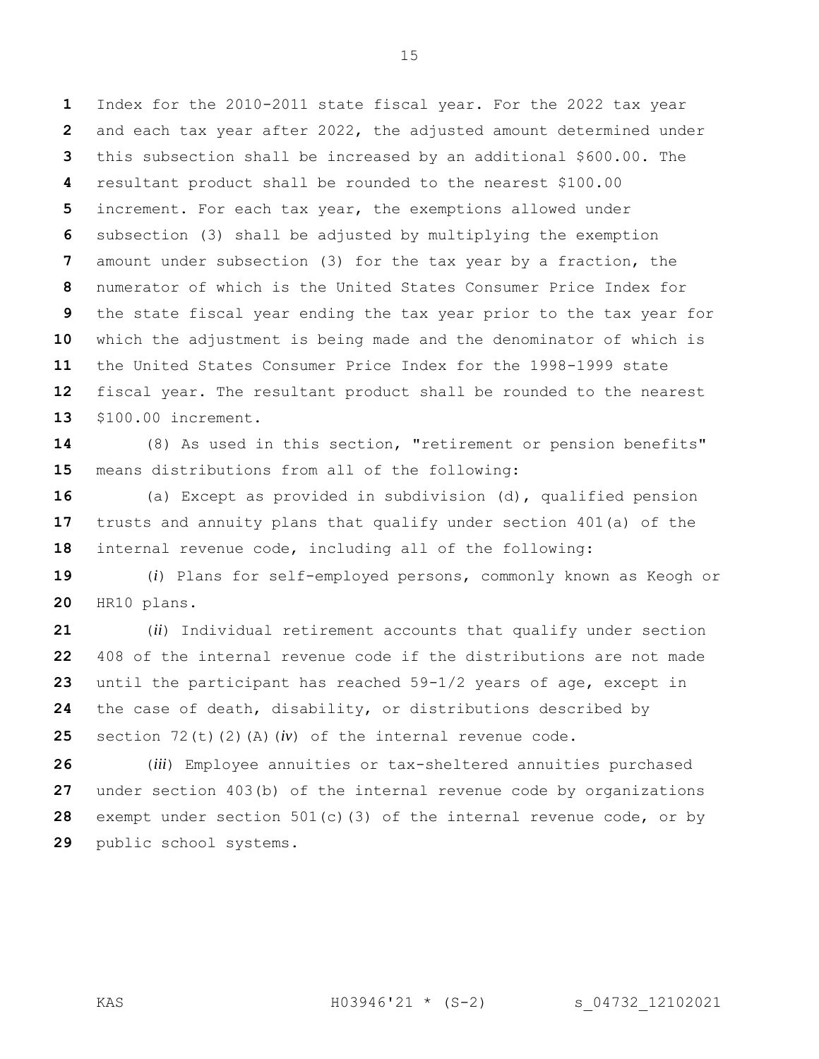Index for the 2010-2011 state fiscal year. For the 2022 tax year and each tax year after 2022, the adjusted amount determined under this subsection shall be increased by an additional $600.00. The resultant product shall be rounded to the nearest $100.00 increment. For each tax year, the exemptions allowed under subsection (3) shall be adjusted by multiplying the exemption amount under subsection (3) for the tax year by a fraction, the numerator of which is the United States Consumer Price Index for the state fiscal year ending the tax year prior to the tax year for which the adjustment is being made and the denominator of which is the United States Consumer Price Index for the 1998-1999 state fiscal year. The resultant product shall be rounded to the nearest $100.00 increment.

(8) As used in this section, "retirement or pension benefits" means distributions from all of the following:

(a) Except as provided in subdivision (d), qualified pension trusts and annuity plans that qualify under section 401(a) of the internal revenue code, including all of the following:

(*i*) Plans for self-employed persons, commonly known as Keogh or HR10 plans.

(*ii*) Individual retirement accounts that qualify under section 408 of the internal revenue code if the distributions are not made until the participant has reached 59-1/2 years of age, except in the case of death, disability, or distributions described by section 72(t)(2)(A)(*iv*) of the internal revenue code.

(*iii*) Employee annuities or tax-sheltered annuities purchased under section 403(b) of the internal revenue code by organizations exempt under section 501(c)(3) of the internal revenue code, or by public school systems.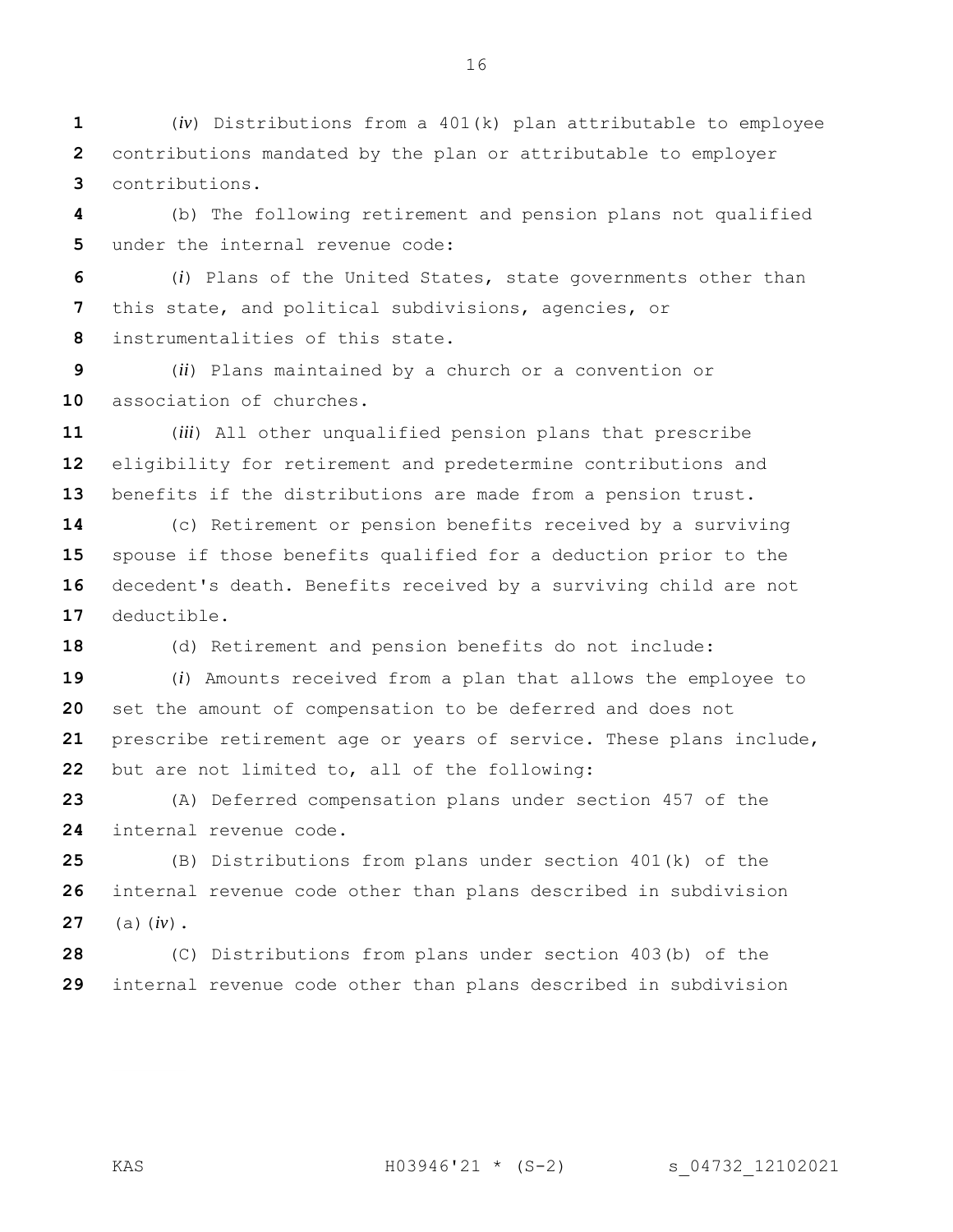(*iv*) Distributions from a 401(k) plan attributable to employee contributions mandated by the plan or attributable to employer contributions.

(b) The following retirement and pension plans not qualified under the internal revenue code:

(*i*) Plans of the United States, state governments other than this state, and political subdivisions, agencies, or instrumentalities of this state.

(*ii*) Plans maintained by a church or a convention or association of churches.

(*iii*) All other unqualified pension plans that prescribe eligibility for retirement and predetermine contributions and benefits if the distributions are made from a pension trust.

(c) Retirement or pension benefits received by a surviving spouse if those benefits qualified for a deduction prior to the decedent's death. Benefits received by a surviving child are not deductible.

(d) Retirement and pension benefits do not include:

(*i*) Amounts received from a plan that allows the employee to set the amount of compensation to be deferred and does not prescribe retirement age or years of service. These plans include, but are not limited to, all of the following:

(A) Deferred compensation plans under section 457 of the internal revenue code.

(B) Distributions from plans under section 401(k) of the internal revenue code other than plans described in subdivision (a)(*iv*).

(C) Distributions from plans under section 403(b) of the internal revenue code other than plans described in subdivision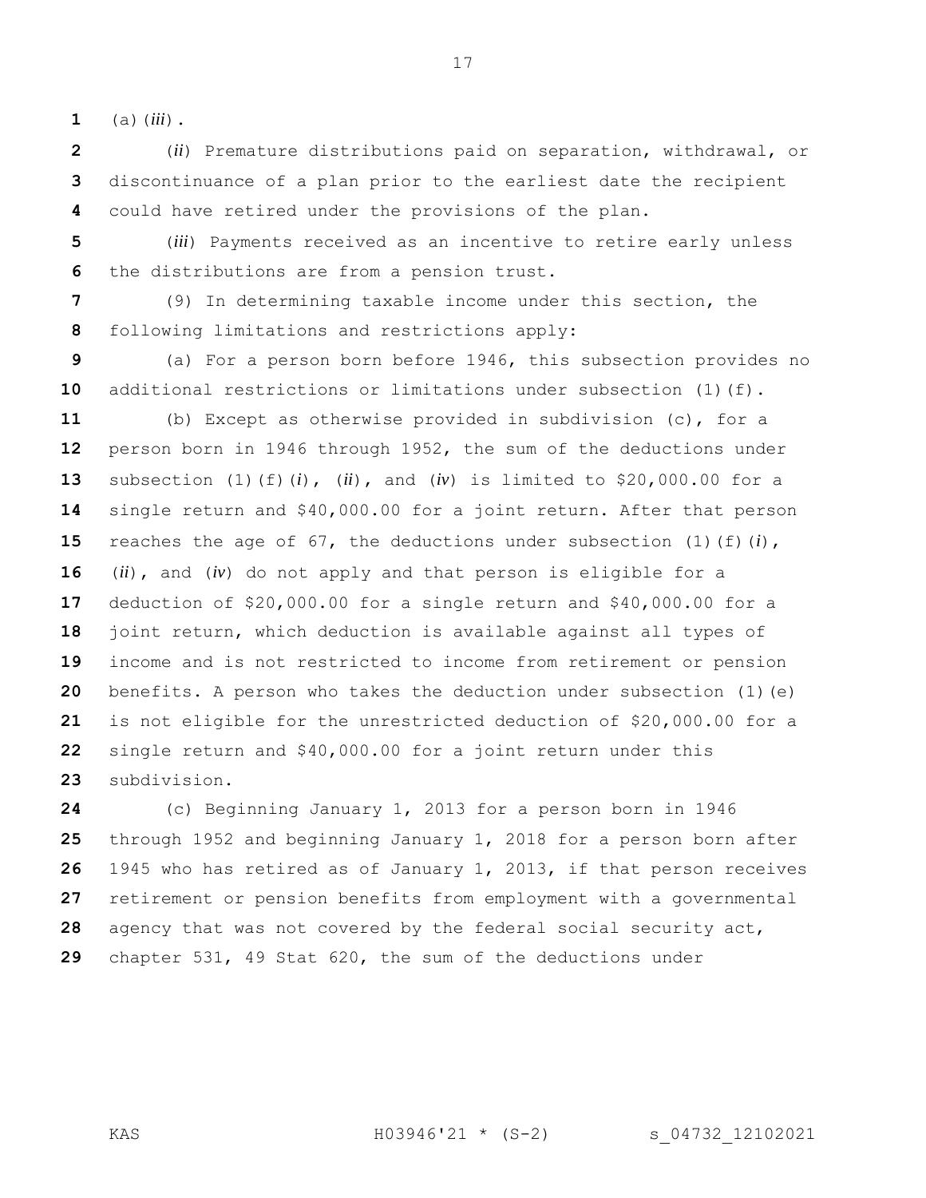(a)(*iii*).

(*ii*) Premature distributions paid on separation, withdrawal, or discontinuance of a plan prior to the earliest date the recipient could have retired under the provisions of the plan.

(*iii*) Payments received as an incentive to retire early unless the distributions are from a pension trust.

(9) In determining taxable income under this section, the following limitations and restrictions apply:

(a) For a person born before 1946, this subsection provides no additional restrictions or limitations under subsection (1)(f).

(b) Except as otherwise provided in subdivision (c), for a person born in 1946 through 1952, the sum of the deductions under subsection (1)(f)(*i*), (*ii*), and (*iv*) is limited to $20,000.00 for a single return and $40,000.00 for a joint return. After that person reaches the age of 67, the deductions under subsection (1)(f)(*i*), (*ii*), and (*iv*) do not apply and that person is eligible for a deduction of $20,000.00 for a single return and $40,000.00 for a joint return, which deduction is available against all types of income and is not restricted to income from retirement or pension benefits. A person who takes the deduction under subsection (1)(e) is not eligible for the unrestricted deduction of $20,000.00 for a single return and $40,000.00 for a joint return under this subdivision.

(c) Beginning January 1, 2013 for a person born in 1946 through 1952 and beginning January 1, 2018 for a person born after 1945 who has retired as of January 1, 2013, if that person receives retirement or pension benefits from employment with a governmental agency that was not covered by the federal social security act, chapter 531, 49 Stat 620, the sum of the deductions under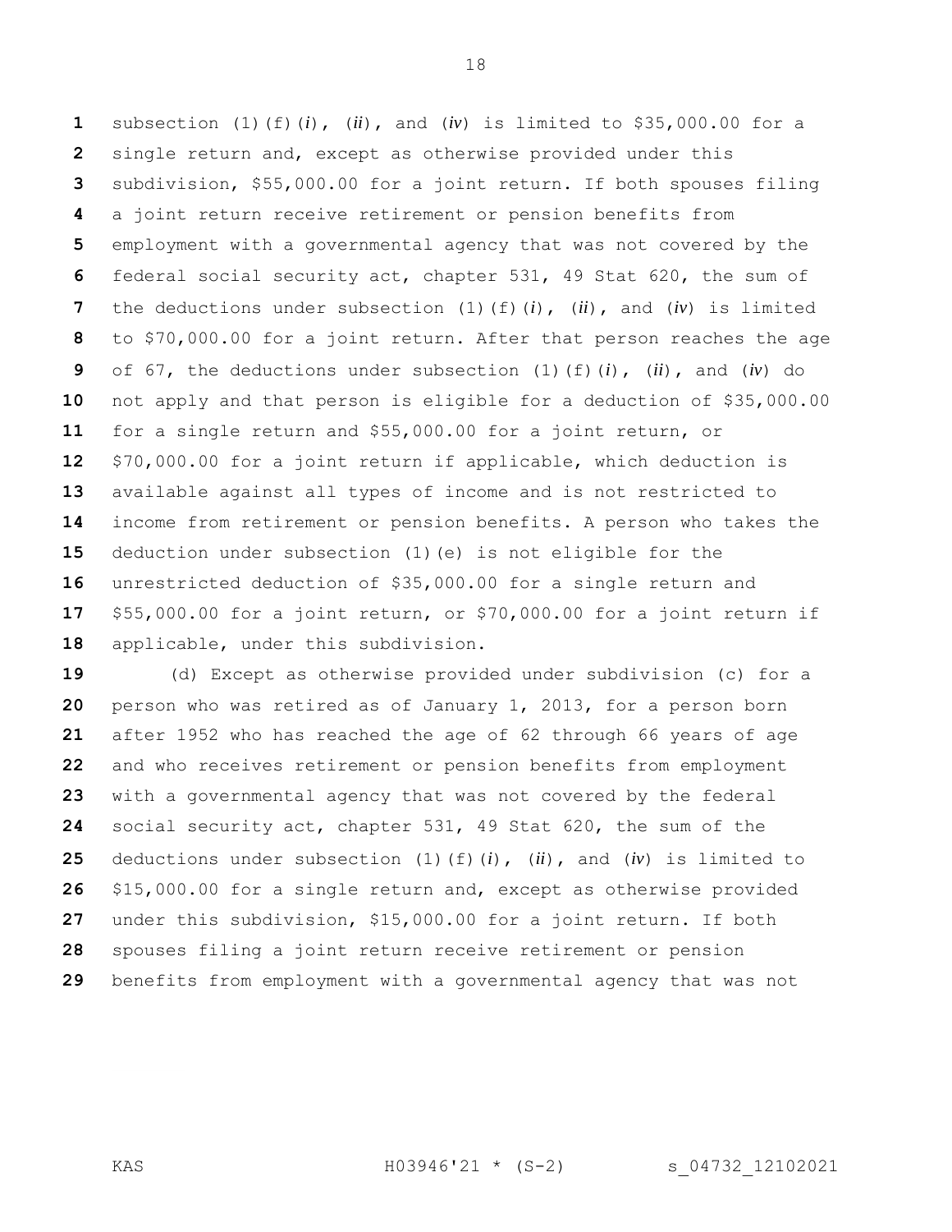subsection (1)(f)(*i*), (*ii*), and (*iv*) is limited to $35,000.00 for a single return and, except as otherwise provided under this subdivision, $55,000.00 for a joint return. If both spouses filing a joint return receive retirement or pension benefits from employment with a governmental agency that was not covered by the federal social security act, chapter 531, 49 Stat 620, the sum of the deductions under subsection (1)(f)(*i*), (*ii*), and (*iv*) is limited to $70,000.00 for a joint return. After that person reaches the age of 67, the deductions under subsection (1)(f)(*i*), (*ii*), and (*iv*) do not apply and that person is eligible for a deduction of $35,000.00 for a single return and $55,000.00 for a joint return, or $70,000.00 for a joint return if applicable, which deduction is available against all types of income and is not restricted to income from retirement or pension benefits. A person who takes the deduction under subsection (1)(e) is not eligible for the unrestricted deduction of $35,000.00 for a single return and $55,000.00 for a joint return, or $70,000.00 for a joint return if applicable, under this subdivision.

(d) Except as otherwise provided under subdivision (c) for a person who was retired as of January 1, 2013, for a person born after 1952 who has reached the age of 62 through 66 years of age and who receives retirement or pension benefits from employment with a governmental agency that was not covered by the federal social security act, chapter 531, 49 Stat 620, the sum of the deductions under subsection (1)(f)(*i*), (*ii*), and (*iv*) is limited to $15,000.00 for a single return and, except as otherwise provided under this subdivision, $15,000.00 for a joint return. If both spouses filing a joint return receive retirement or pension benefits from employment with a governmental agency that was not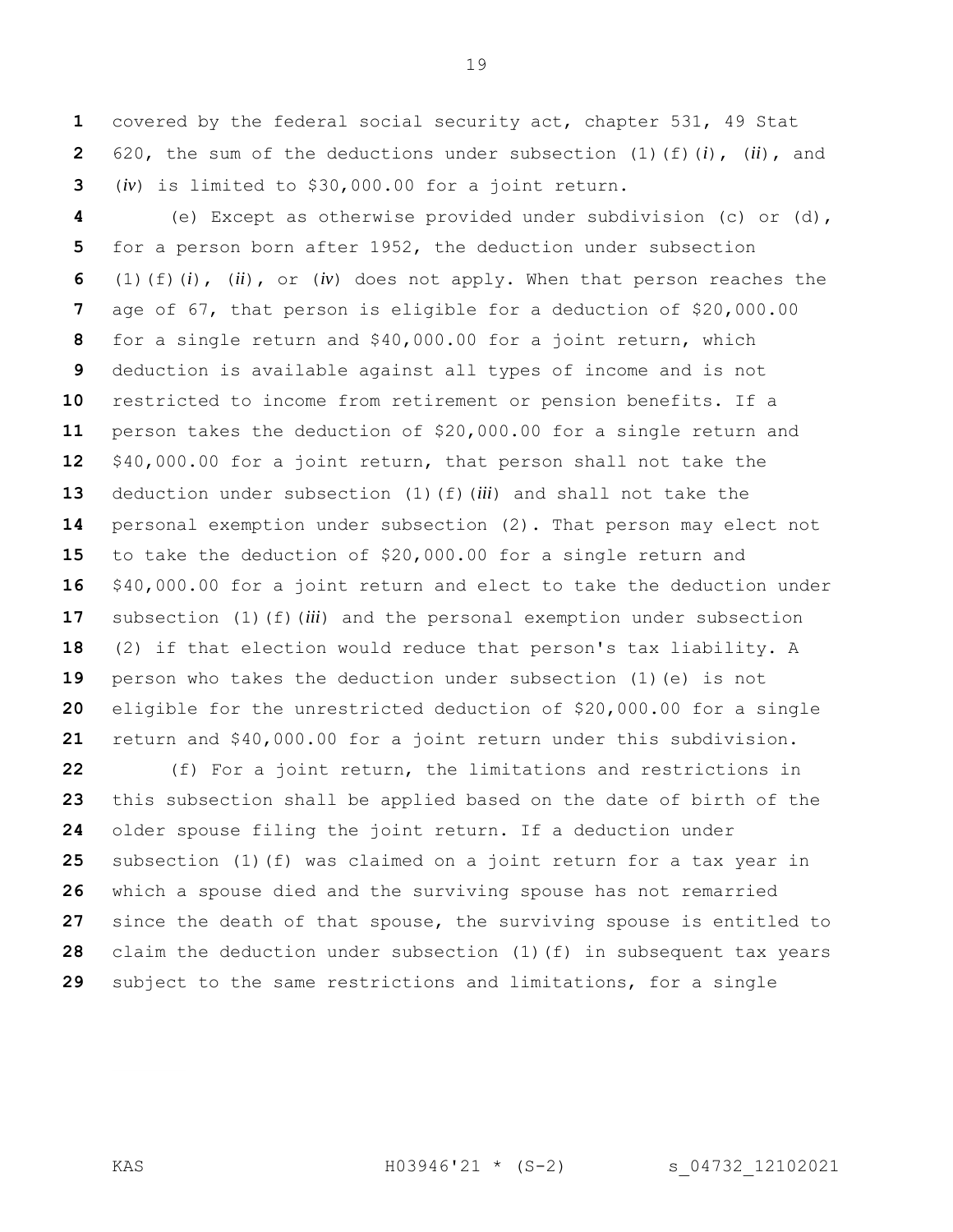covered by the federal social security act, chapter 531, 49 Stat 620, the sum of the deductions under subsection (1)(f)(*i*), (*ii*), and (*iv*) is limited to $30,000.00 for a joint return.

(e) Except as otherwise provided under subdivision (c) or (d), for a person born after 1952, the deduction under subsection (1)(f)(*i*), (*ii*), or (*iv*) does not apply. When that person reaches the age of 67, that person is eligible for a deduction of $20,000.00 for a single return and $40,000.00 for a joint return, which deduction is available against all types of income and is not restricted to income from retirement or pension benefits. If a person takes the deduction of $20,000.00 for a single return and $40,000.00 for a joint return, that person shall not take the deduction under subsection (1)(f)(*iii*) and shall not take the personal exemption under subsection (2). That person may elect not to take the deduction of $20,000.00 for a single return and $40,000.00 for a joint return and elect to take the deduction under subsection (1)(f)(*iii*) and the personal exemption under subsection (2) if that election would reduce that person's tax liability. A person who takes the deduction under subsection (1)(e) is not eligible for the unrestricted deduction of $20,000.00 for a single return and $40,000.00 for a joint return under this subdivision.

(f) For a joint return, the limitations and restrictions in this subsection shall be applied based on the date of birth of the older spouse filing the joint return. If a deduction under subsection (1)(f) was claimed on a joint return for a tax year in which a spouse died and the surviving spouse has not remarried since the death of that spouse, the surviving spouse is entitled to claim the deduction under subsection (1)(f) in subsequent tax years subject to the same restrictions and limitations, for a single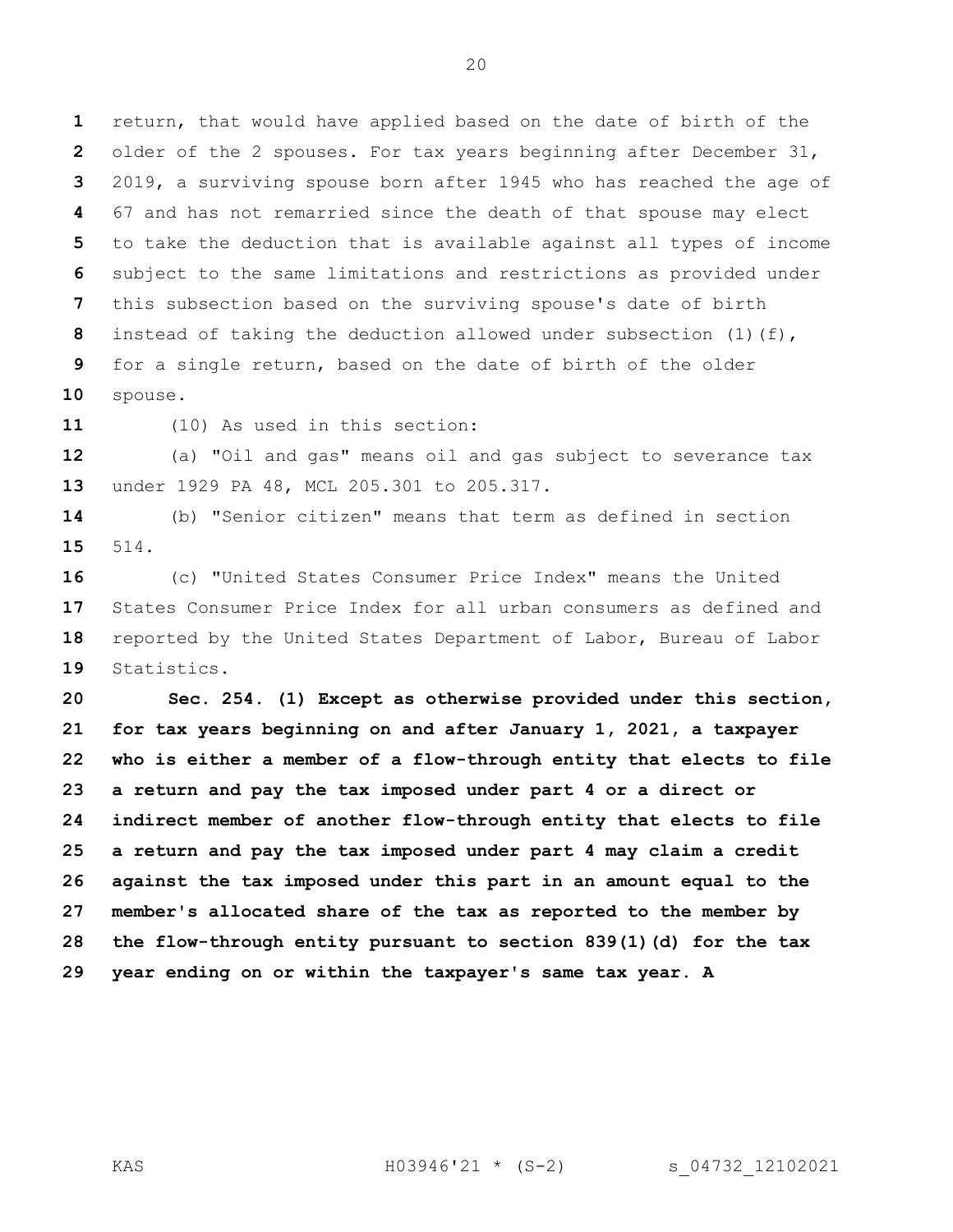return, that would have applied based on the date of birth of the older of the 2 spouses. For tax years beginning after December 31, 2019, a surviving spouse born after 1945 who has reached the age of 67 and has not remarried since the death of that spouse may elect to take the deduction that is available against all types of income subject to the same limitations and restrictions as provided under this subsection based on the surviving spouse's date of birth instead of taking the deduction allowed under subsection (1)(f), for a single return, based on the date of birth of the older spouse.

(10) As used in this section:

(a) "Oil and gas" means oil and gas subject to severance tax under 1929 PA 48, MCL 205.301 to 205.317.

(b) "Senior citizen" means that term as defined in section 514.

(c) "United States Consumer Price Index" means the United States Consumer Price Index for all urban consumers as defined and reported by the United States Department of Labor, Bureau of Labor Statistics.

**Sec. 254. (1) Except as otherwise provided under this section, for tax years beginning on and after January 1, 2021, a taxpayer who is either a member of a flow-through entity that elects to file a return and pay the tax imposed under part 4 or a direct or indirect member of another flow-through entity that elects to file a return and pay the tax imposed under part 4 may claim a credit against the tax imposed under this part in an amount equal to the member's allocated share of the tax as reported to the member by the flow-through entity pursuant to section 839(1)(d) for the tax year ending on or within the taxpayer's same tax year. A**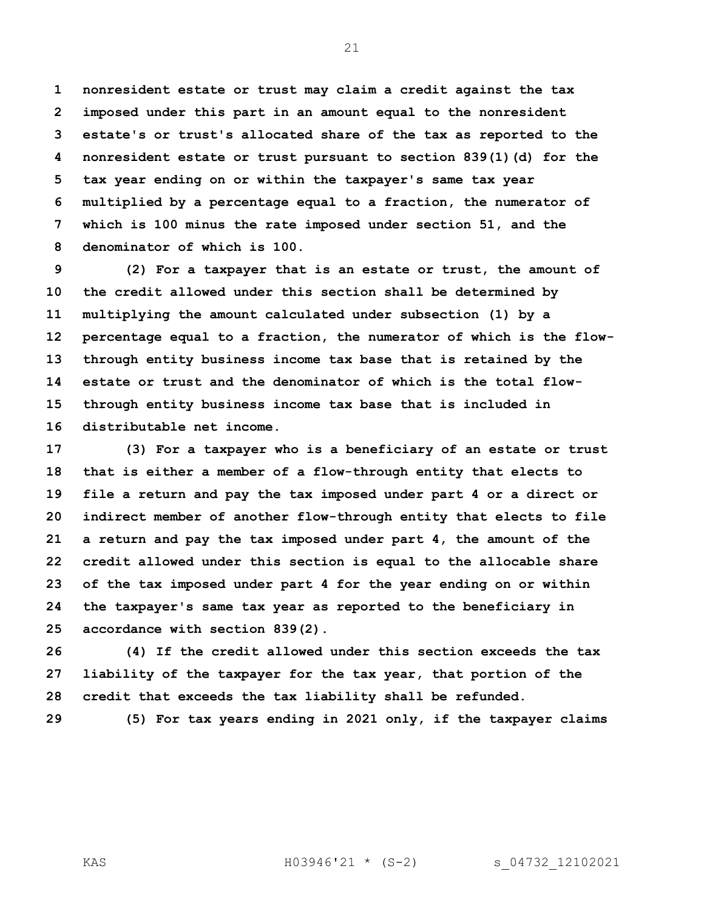**nonresident estate or trust may claim a credit against the tax imposed under this part in an amount equal to the nonresident estate's or trust's allocated share of the tax as reported to the nonresident estate or trust pursuant to section 839(1)(d) for the tax year ending on or within the taxpayer's same tax year multiplied by a percentage equal to a fraction, the numerator of which is 100 minus the rate imposed under section 51, and the denominator of which is 100.**

**(2) For a taxpayer that is an estate or trust, the amount of the credit allowed under this section shall be determined by multiplying the amount calculated under subsection (1) by a percentage equal to a fraction, the numerator of which is the flow-through entity business income tax base that is retained by the estate or trust and the denominator of which is the total flow-through entity business income tax base that is included in distributable net income.**

**(3) For a taxpayer who is a beneficiary of an estate or trust that is either a member of a flow-through entity that elects to file a return and pay the tax imposed under part 4 or a direct or indirect member of another flow-through entity that elects to file a return and pay the tax imposed under part 4, the amount of the credit allowed under this section is equal to the allocable share of the tax imposed under part 4 for the year ending on or within the taxpayer's same tax year as reported to the beneficiary in accordance with section 839(2).**

**(4) If the credit allowed under this section exceeds the tax liability of the taxpayer for the tax year, that portion of the credit that exceeds the tax liability shall be refunded.**

**(5) For tax years ending in 2021 only, if the taxpayer claims**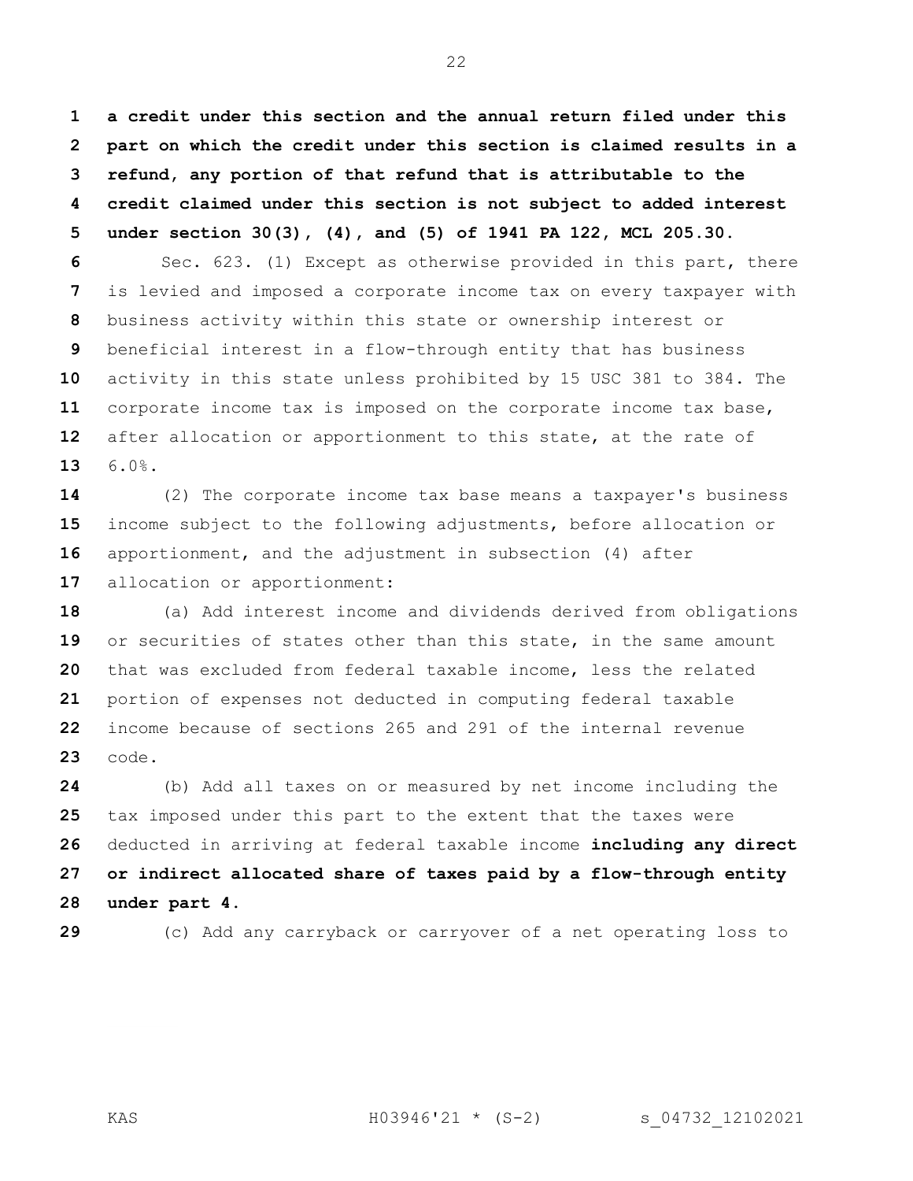**a credit under this section and the annual return filed under this part on which the credit under this section is claimed results in a refund, any portion of that refund that is attributable to the credit claimed under this section is not subject to added interest under section 30(3), (4), and (5) of 1941 PA 122, MCL 205.30.**

Sec. 623. (1) Except as otherwise provided in this part, there is levied and imposed a corporate income tax on every taxpayer with business activity within this state or ownership interest or beneficial interest in a flow-through entity that has business activity in this state unless prohibited by 15 USC 381 to 384. The corporate income tax is imposed on the corporate income tax base, after allocation or apportionment to this state, at the rate of 6.0%.

(2) The corporate income tax base means a taxpayer's business income subject to the following adjustments, before allocation or apportionment, and the adjustment in subsection (4) after allocation or apportionment:

(a) Add interest income and dividends derived from obligations or securities of states other than this state, in the same amount that was excluded from federal taxable income, less the related portion of expenses not deducted in computing federal taxable income because of sections 265 and 291 of the internal revenue code.

(b) Add all taxes on or measured by net income including the tax imposed under this part to the extent that the taxes were deducted in arriving at federal taxable income **including any direct or indirect allocated share of taxes paid by a flow-through entity under part 4**.

(c) Add any carryback or carryover of a net operating loss to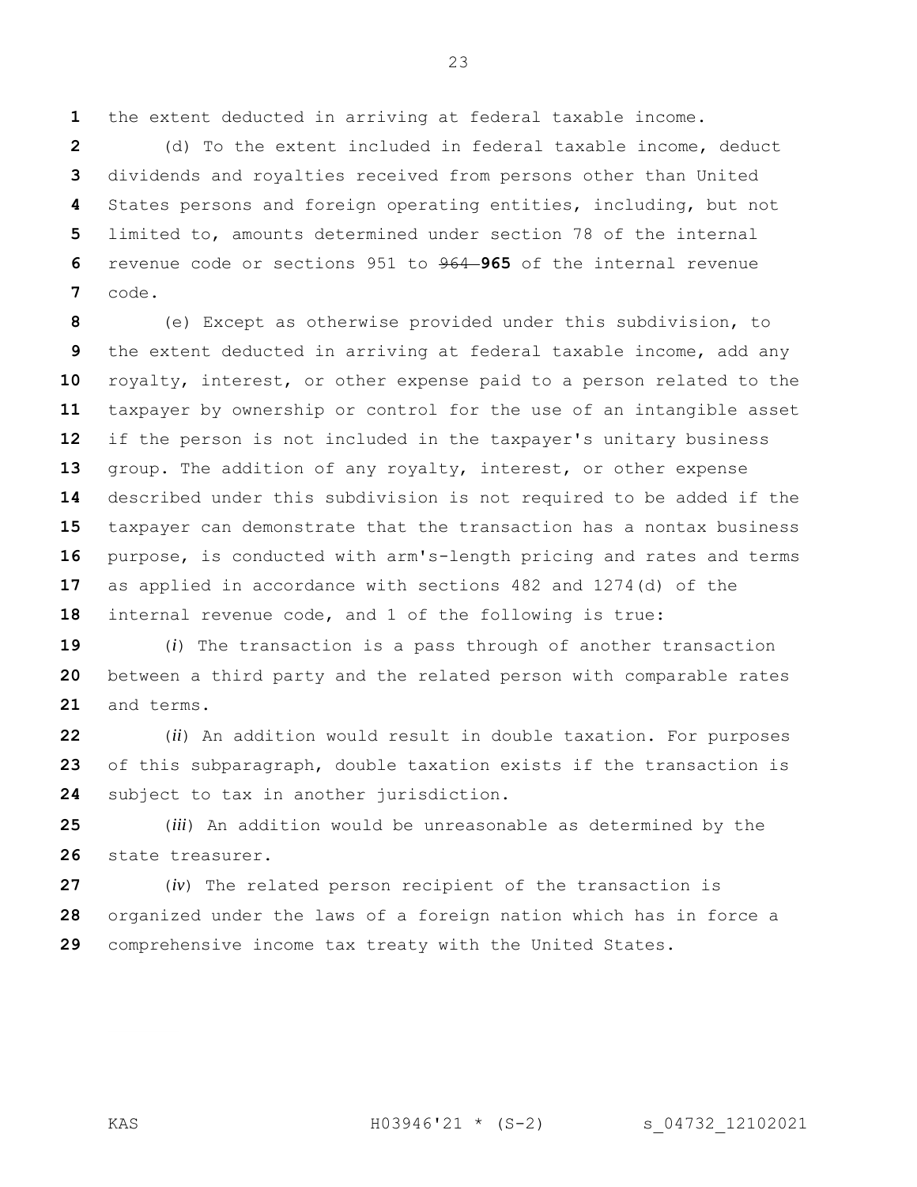the extent deducted in arriving at federal taxable income.

(d) To the extent included in federal taxable income, deduct dividends and royalties received from persons other than United States persons and foreign operating entities, including, but not limited to, amounts determined under section 78 of the internal revenue code or sections 951 to ~~964~~ **965** of the internal revenue code.

(e) Except as otherwise provided under this subdivision, to the extent deducted in arriving at federal taxable income, add any royalty, interest, or other expense paid to a person related to the taxpayer by ownership or control for the use of an intangible asset if the person is not included in the taxpayer's unitary business group. The addition of any royalty, interest, or other expense described under this subdivision is not required to be added if the taxpayer can demonstrate that the transaction has a nontax business purpose, is conducted with arm's-length pricing and rates and terms as applied in accordance with sections 482 and 1274(d) of the internal revenue code, and 1 of the following is true:

(*i*) The transaction is a pass through of another transaction between a third party and the related person with comparable rates and terms.

(*ii*) An addition would result in double taxation. For purposes of this subparagraph, double taxation exists if the transaction is subject to tax in another jurisdiction.

(*iii*) An addition would be unreasonable as determined by the state treasurer.

(*iv*) The related person recipient of the transaction is organized under the laws of a foreign nation which has in force a comprehensive income tax treaty with the United States.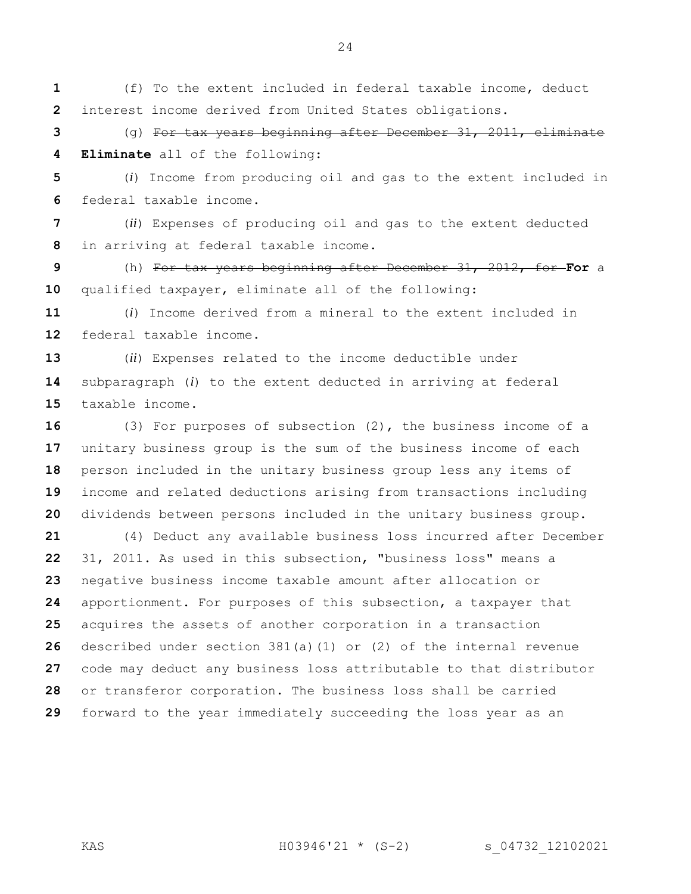(f) To the extent included in federal taxable income, deduct interest income derived from United States obligations.

(g) ~~For tax years beginning after December 31, 2011, eliminate~~ **Eliminate** all of the following:

(*i*) Income from producing oil and gas to the extent included in federal taxable income.

(*ii*) Expenses of producing oil and gas to the extent deducted in arriving at federal taxable income.

(h) ~~For tax years beginning after December 31, 2012, for~~ **For** a qualified taxpayer, eliminate all of the following:

(*i*) Income derived from a mineral to the extent included in federal taxable income.

(*ii*) Expenses related to the income deductible under subparagraph (*i*) to the extent deducted in arriving at federal taxable income.

(3) For purposes of subsection (2), the business income of a unitary business group is the sum of the business income of each person included in the unitary business group less any items of income and related deductions arising from transactions including dividends between persons included in the unitary business group.

(4) Deduct any available business loss incurred after December 31, 2011. As used in this subsection, "business loss" means a negative business income taxable amount after allocation or apportionment. For purposes of this subsection, a taxpayer that acquires the assets of another corporation in a transaction described under section 381(a)(1) or (2) of the internal revenue code may deduct any business loss attributable to that distributor or transferor corporation. The business loss shall be carried forward to the year immediately succeeding the loss year as an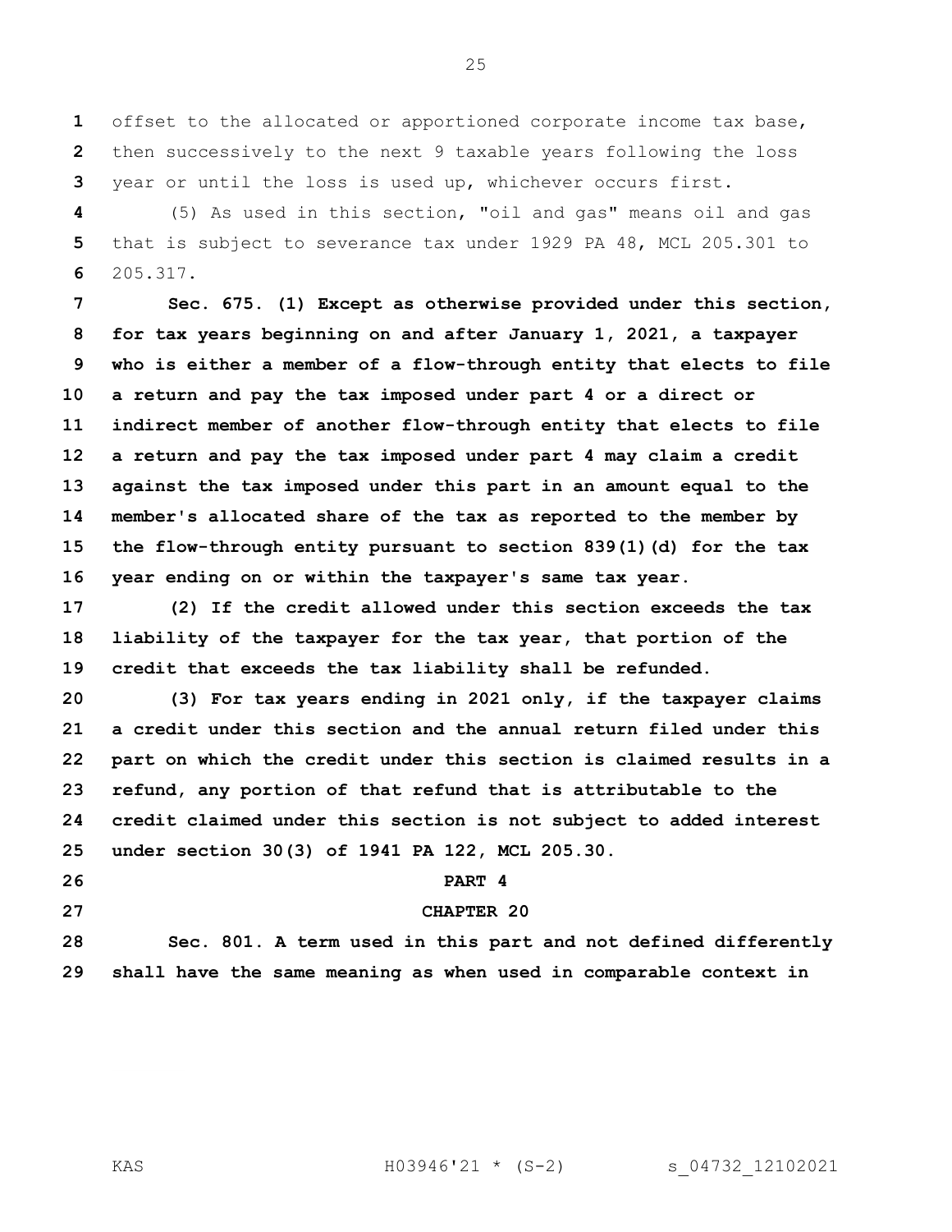offset to the allocated or apportioned corporate income tax base, then successively to the next 9 taxable years following the loss year or until the loss is used up, whichever occurs first.

(5) As used in this section, "oil and gas" means oil and gas that is subject to severance tax under 1929 PA 48, MCL 205.301 to 205.317.

**Sec. 675. (1) Except as otherwise provided under this section, for tax years beginning on and after January 1, 2021, a taxpayer who is either a member of a flow-through entity that elects to file a return and pay the tax imposed under part 4 or a direct or indirect member of another flow-through entity that elects to file a return and pay the tax imposed under part 4 may claim a credit against the tax imposed under this part in an amount equal to the member's allocated share of the tax as reported to the member by the flow-through entity pursuant to section 839(1)(d) for the tax year ending on or within the taxpayer's same tax year.**

**(2) If the credit allowed under this section exceeds the tax liability of the taxpayer for the tax year, that portion of the credit that exceeds the tax liability shall be refunded.**

**(3) For tax years ending in 2021 only, if the taxpayer claims a credit under this section and the annual return filed under this part on which the credit under this section is claimed results in a refund, any portion of that refund that is attributable to the credit claimed under this section is not subject to added interest under section 30(3) of 1941 PA 122, MCL 205.30.**

**PART 4**

**CHAPTER 20**

**Sec. 801. A term used in this part and not defined differently shall have the same meaning as when used in comparable context in**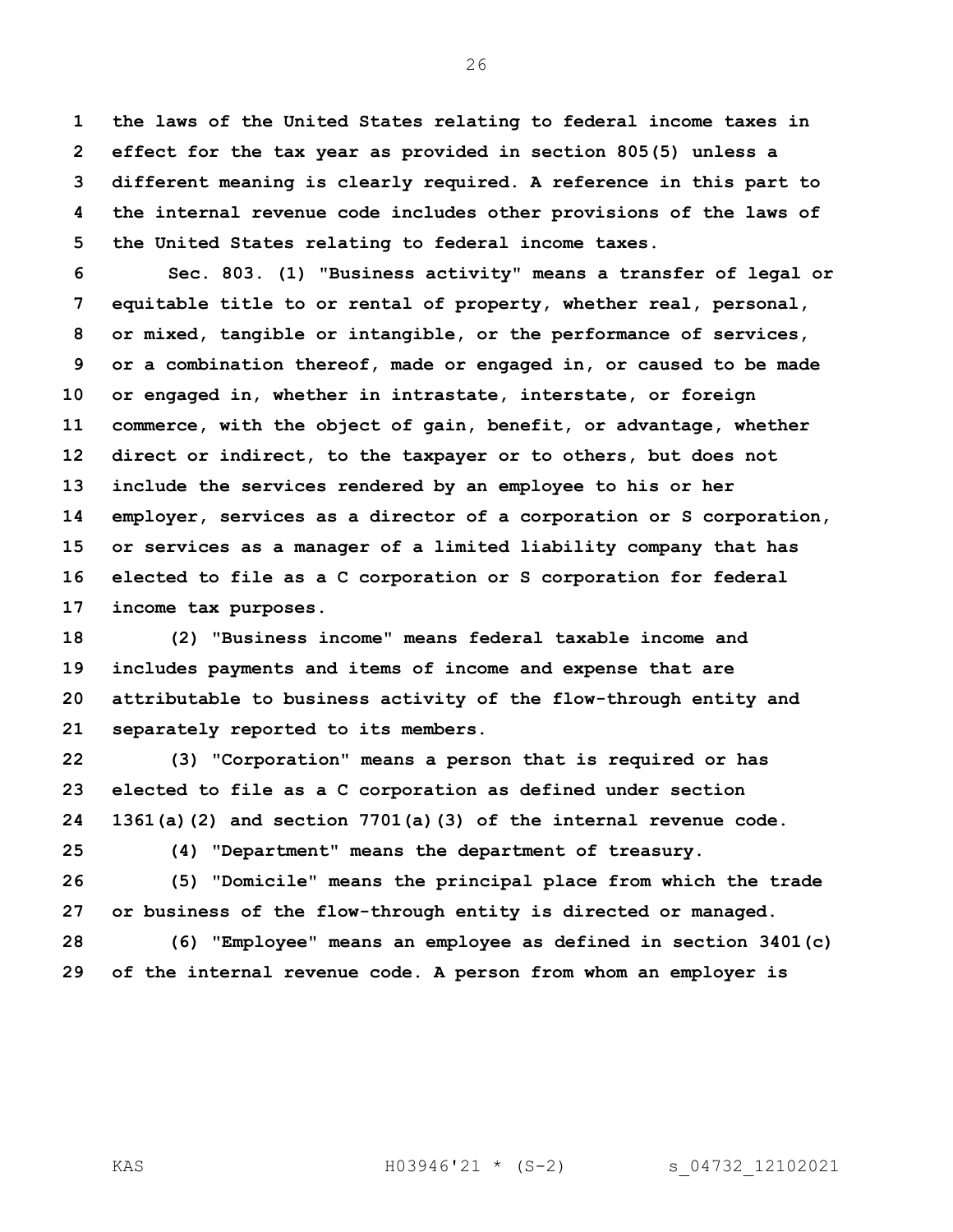**the laws of the United States relating to federal income taxes in effect for the tax year as provided in section 805(5) unless a different meaning is clearly required. A reference in this part to the internal revenue code includes other provisions of the laws of the United States relating to federal income taxes.**

**Sec. 803. (1) "Business activity" means a transfer of legal or equitable title to or rental of property, whether real, personal, or mixed, tangible or intangible, or the performance of services, or a combination thereof, made or engaged in, or caused to be made or engaged in, whether in intrastate, interstate, or foreign commerce, with the object of gain, benefit, or advantage, whether direct or indirect, to the taxpayer or to others, but does not include the services rendered by an employee to his or her employer, services as a director of a corporation or S corporation, or services as a manager of a limited liability company that has elected to file as a C corporation or S corporation for federal income tax purposes.**

**(2) "Business income" means federal taxable income and includes payments and items of income and expense that are attributable to business activity of the flow-through entity and separately reported to its members.**

**(3) "Corporation" means a person that is required or has elected to file as a C corporation as defined under section 1361(a)(2) and section 7701(a)(3) of the internal revenue code.**

**(4) "Department" means the department of treasury.**

**(5) "Domicile" means the principal place from which the trade or business of the flow-through entity is directed or managed.**

**(6) "Employee" means an employee as defined in section 3401(c) of the internal revenue code. A person from whom an employer is**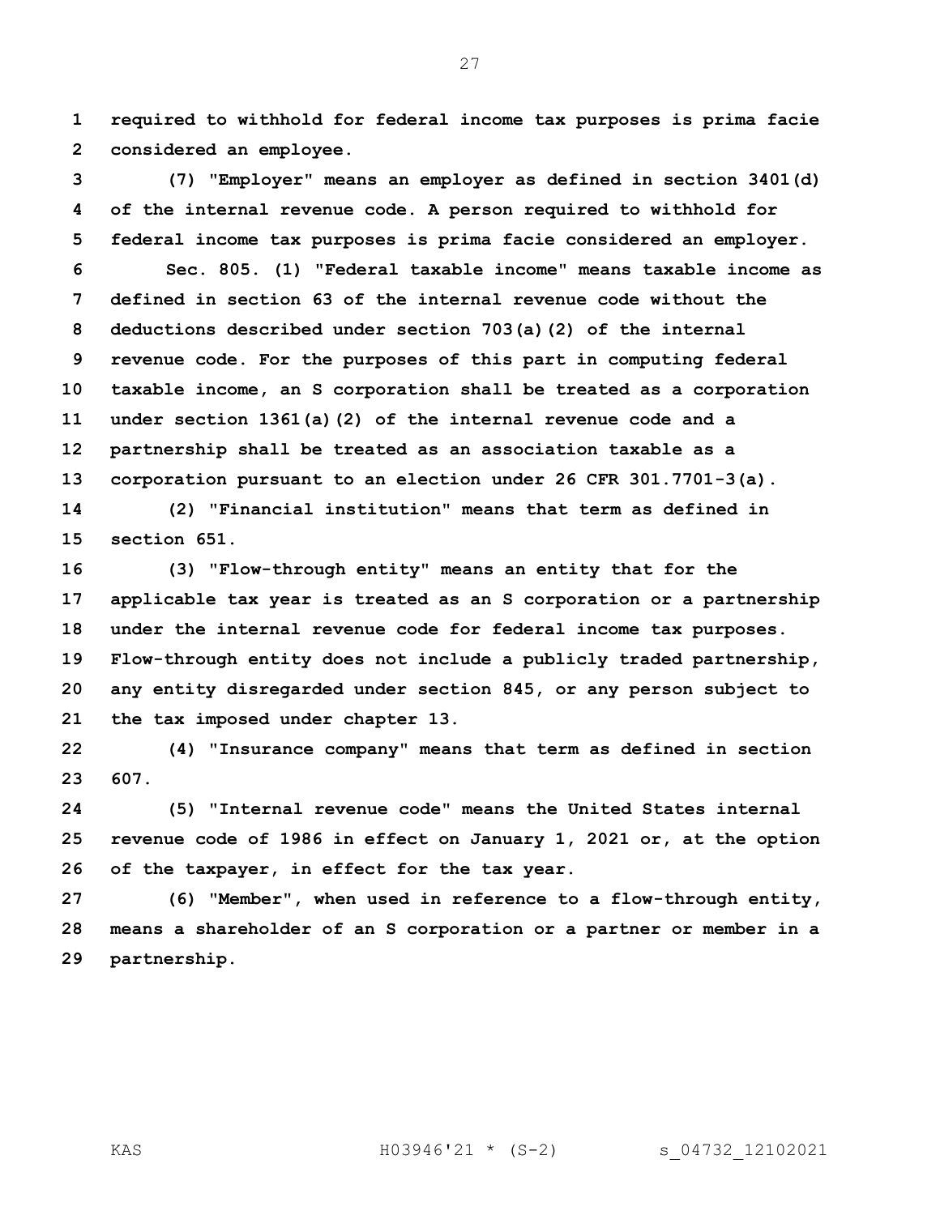**required to withhold for federal income tax purposes is prima facie considered an employee.**

**(7) "Employer" means an employer as defined in section 3401(d) of the internal revenue code. A person required to withhold for federal income tax purposes is prima facie considered an employer.**

**Sec. 805. (1) "Federal taxable income" means taxable income as defined in section 63 of the internal revenue code without the deductions described under section 703(a)(2) of the internal revenue code. For the purposes of this part in computing federal taxable income, an S corporation shall be treated as a corporation under section 1361(a)(2) of the internal revenue code and a partnership shall be treated as an association taxable as a corporation pursuant to an election under 26 CFR 301.7701-3(a).**

**(2) "Financial institution" means that term as defined in section 651.**

**(3) "Flow-through entity" means an entity that for the applicable tax year is treated as an S corporation or a partnership under the internal revenue code for federal income tax purposes. Flow-through entity does not include a publicly traded partnership, any entity disregarded under section 845, or any person subject to the tax imposed under chapter 13.**

**(4) "Insurance company" means that term as defined in section 607.**

**(5) "Internal revenue code" means the United States internal revenue code of 1986 in effect on January 1, 2021 or, at the option of the taxpayer, in effect for the tax year.**

**(6) "Member", when used in reference to a flow-through entity, means a shareholder of an S corporation or a partner or member in a partnership.**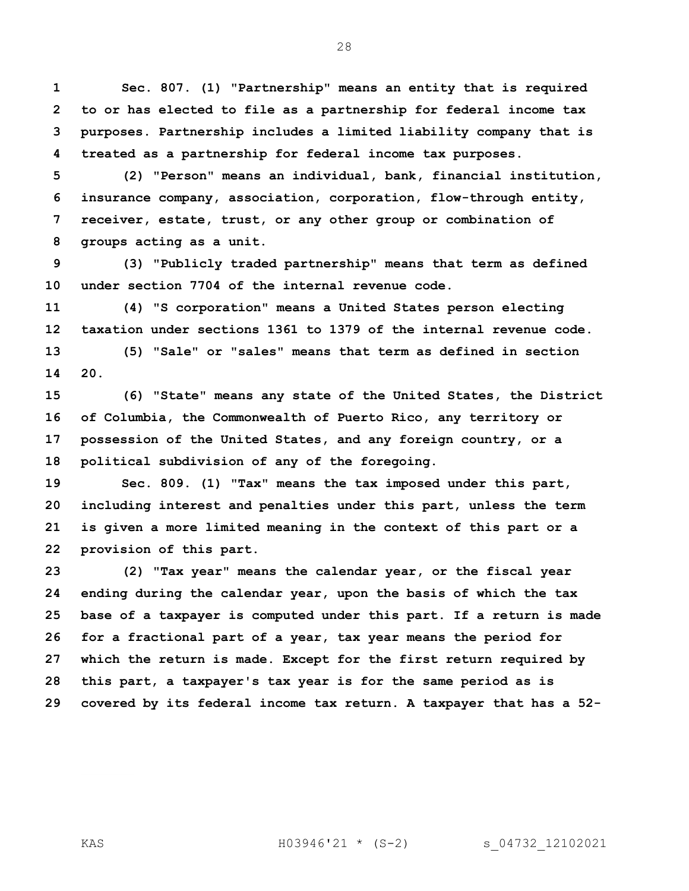**Sec. 807. (1) "Partnership" means an entity that is required to or has elected to file as a partnership for federal income tax purposes. Partnership includes a limited liability company that is treated as a partnership for federal income tax purposes.**

**(2) "Person" means an individual, bank, financial institution, insurance company, association, corporation, flow-through entity, receiver, estate, trust, or any other group or combination of groups acting as a unit.**

**(3) "Publicly traded partnership" means that term as defined under section 7704 of the internal revenue code.**

**(4) "S corporation" means a United States person electing taxation under sections 1361 to 1379 of the internal revenue code.**

**(5) "Sale" or "sales" means that term as defined in section 20.**

**(6) "State" means any state of the United States, the District of Columbia, the Commonwealth of Puerto Rico, any territory or possession of the United States, and any foreign country, or a political subdivision of any of the foregoing.**

**Sec. 809. (1) "Tax" means the tax imposed under this part, including interest and penalties under this part, unless the term is given a more limited meaning in the context of this part or a provision of this part.**

**(2) "Tax year" means the calendar year, or the fiscal year ending during the calendar year, upon the basis of which the tax base of a taxpayer is computed under this part. If a return is made for a fractional part of a year, tax year means the period for which the return is made. Except for the first return required by this part, a taxpayer's tax year is for the same period as is covered by its federal income tax return. A taxpayer that has a 52-**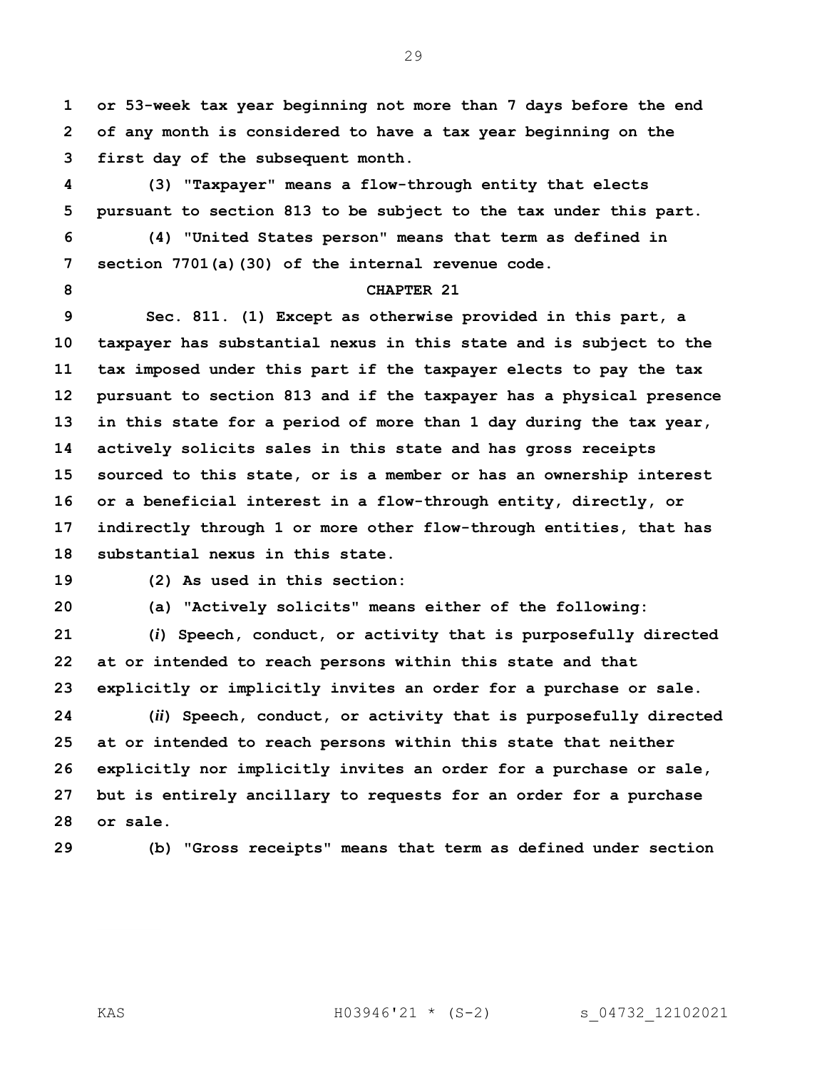**or 53-week tax year beginning not more than 7 days before the end of any month is considered to have a tax year beginning on the first day of the subsequent month.**

**(3) "Taxpayer" means a flow-through entity that elects pursuant to section 813 to be subject to the tax under this part.**

**(4) "United States person" means that term as defined in section 7701(a)(30) of the internal revenue code.**

**CHAPTER 21**

**Sec. 811. (1) Except as otherwise provided in this part, a taxpayer has substantial nexus in this state and is subject to the tax imposed under this part if the taxpayer elects to pay the tax pursuant to section 813 and if the taxpayer has a physical presence in this state for a period of more than 1 day during the tax year, actively solicits sales in this state and has gross receipts sourced to this state, or is a member or has an ownership interest or a beneficial interest in a flow-through entity, directly, or indirectly through 1 or more other flow-through entities, that has substantial nexus in this state.**

**(2) As used in this section:**

**(a) "Actively solicits" means either of the following:**

**(*i*) Speech, conduct, or activity that is purposefully directed at or intended to reach persons within this state and that explicitly or implicitly invites an order for a purchase or sale.**

**(*ii*) Speech, conduct, or activity that is purposefully directed at or intended to reach persons within this state that neither explicitly nor implicitly invites an order for a purchase or sale, but is entirely ancillary to requests for an order for a purchase or sale.**

**(b) "Gross receipts" means that term as defined under section**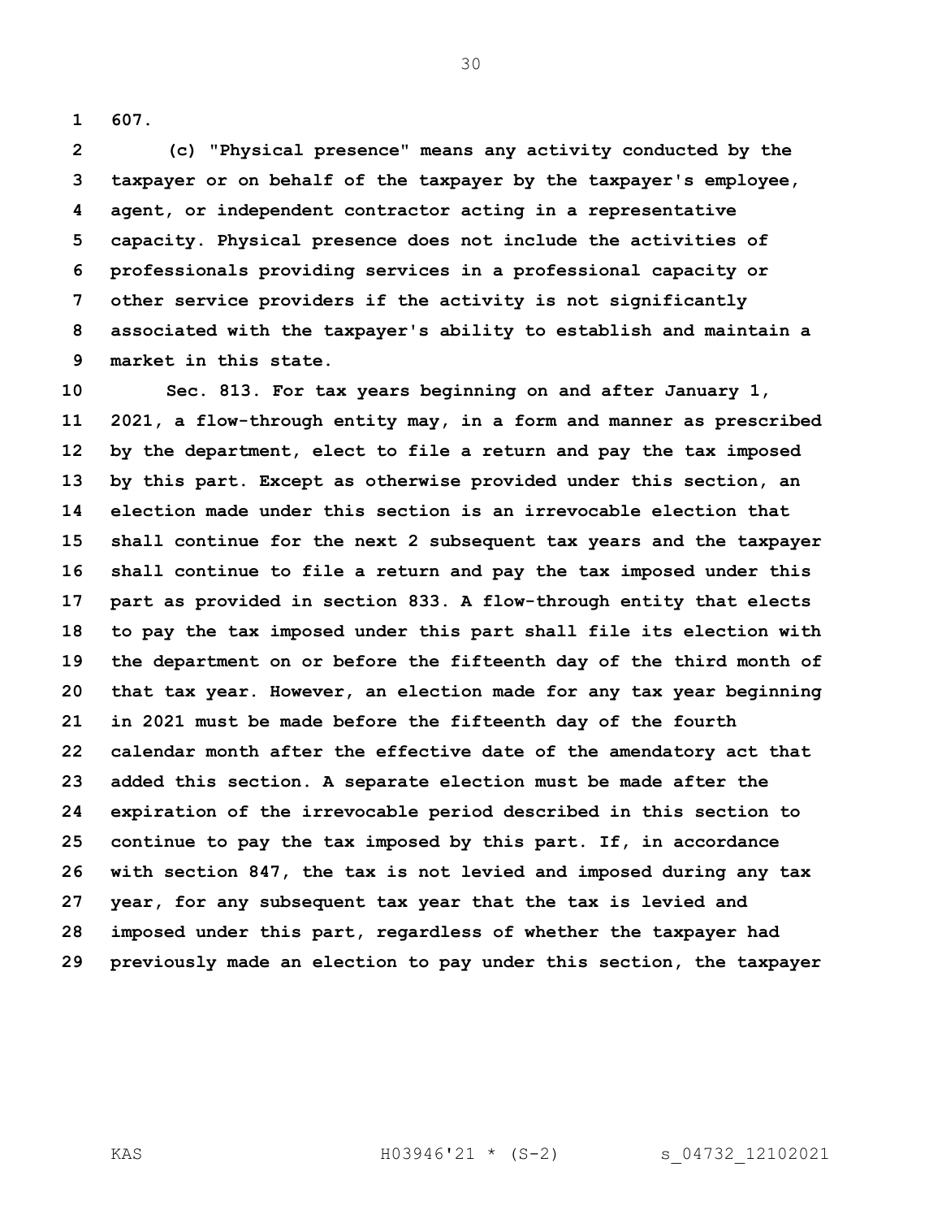607.

(c) "Physical presence" means any activity conducted by the taxpayer or on behalf of the taxpayer by the taxpayer's employee, agent, or independent contractor acting in a representative capacity. Physical presence does not include the activities of professionals providing services in a professional capacity or other service providers if the activity is not significantly associated with the taxpayer's ability to establish and maintain a market in this state.

Sec. 813. For tax years beginning on and after January 1, 2021, a flow-through entity may, in a form and manner as prescribed by the department, elect to file a return and pay the tax imposed by this part. Except as otherwise provided under this section, an election made under this section is an irrevocable election that shall continue for the next 2 subsequent tax years and the taxpayer shall continue to file a return and pay the tax imposed under this part as provided in section 833. A flow-through entity that elects to pay the tax imposed under this part shall file its election with the department on or before the fifteenth day of the third month of that tax year. However, an election made for any tax year beginning in 2021 must be made before the fifteenth day of the fourth calendar month after the effective date of the amendatory act that added this section. A separate election must be made after the expiration of the irrevocable period described in this section to continue to pay the tax imposed by this part. If, in accordance with section 847, the tax is not levied and imposed during any tax year, for any subsequent tax year that the tax is levied and imposed under this part, regardless of whether the taxpayer had previously made an election to pay under this section, the taxpayer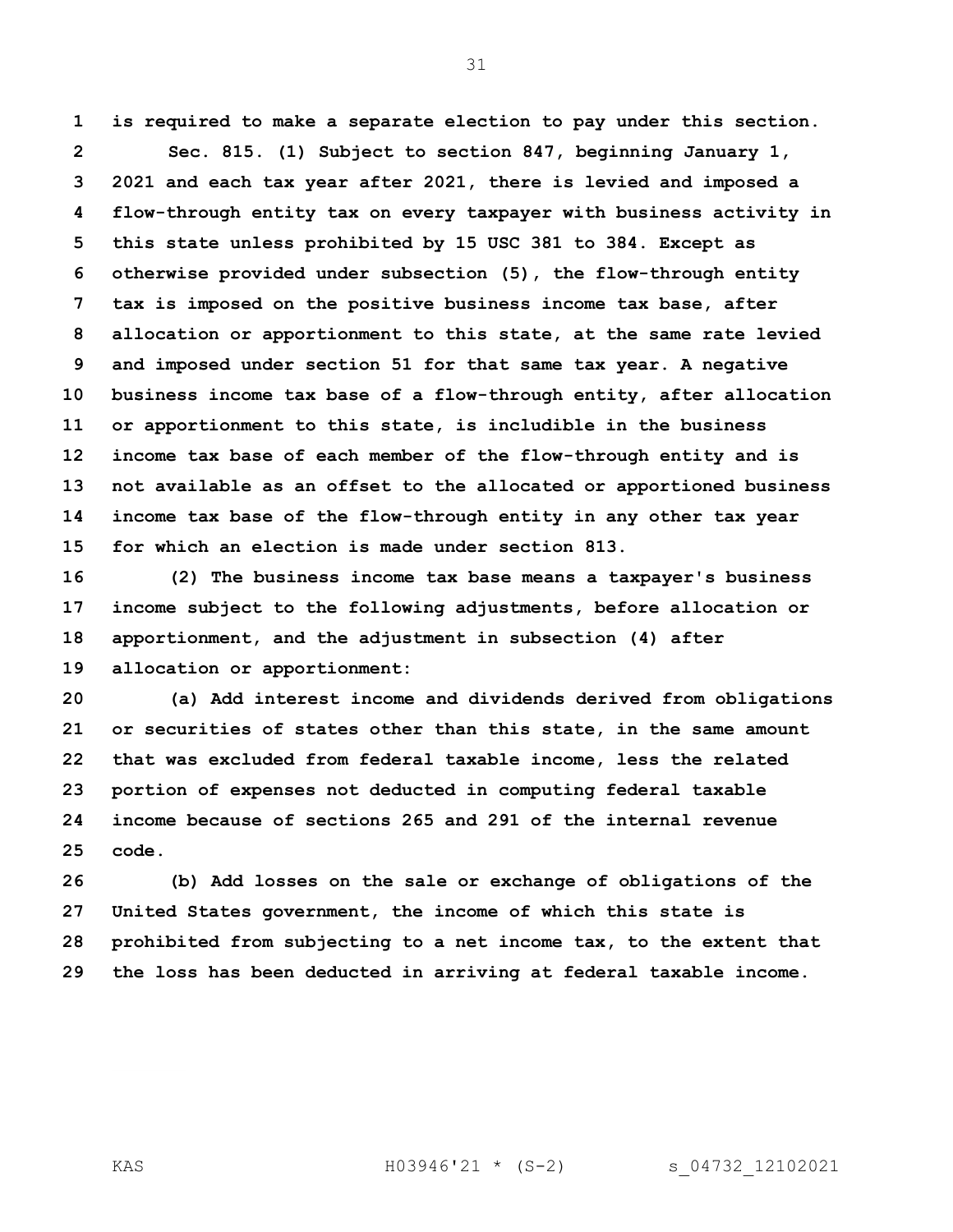**is required to make a separate election to pay under this section.**

**Sec. 815. (1) Subject to section 847, beginning January 1, 2021 and each tax year after 2021, there is levied and imposed a flow-through entity tax on every taxpayer with business activity in this state unless prohibited by 15 USC 381 to 384. Except as otherwise provided under subsection (5), the flow-through entity tax is imposed on the positive business income tax base, after allocation or apportionment to this state, at the same rate levied and imposed under section 51 for that same tax year. A negative business income tax base of a flow-through entity, after allocation or apportionment to this state, is includible in the business income tax base of each member of the flow-through entity and is not available as an offset to the allocated or apportioned business income tax base of the flow-through entity in any other tax year for which an election is made under section 813.**

**(2) The business income tax base means a taxpayer's business income subject to the following adjustments, before allocation or apportionment, and the adjustment in subsection (4) after allocation or apportionment:**

**(a) Add interest income and dividends derived from obligations or securities of states other than this state, in the same amount that was excluded from federal taxable income, less the related portion of expenses not deducted in computing federal taxable income because of sections 265 and 291 of the internal revenue code.**

**(b) Add losses on the sale or exchange of obligations of the United States government, the income of which this state is prohibited from subjecting to a net income tax, to the extent that the loss has been deducted in arriving at federal taxable income.**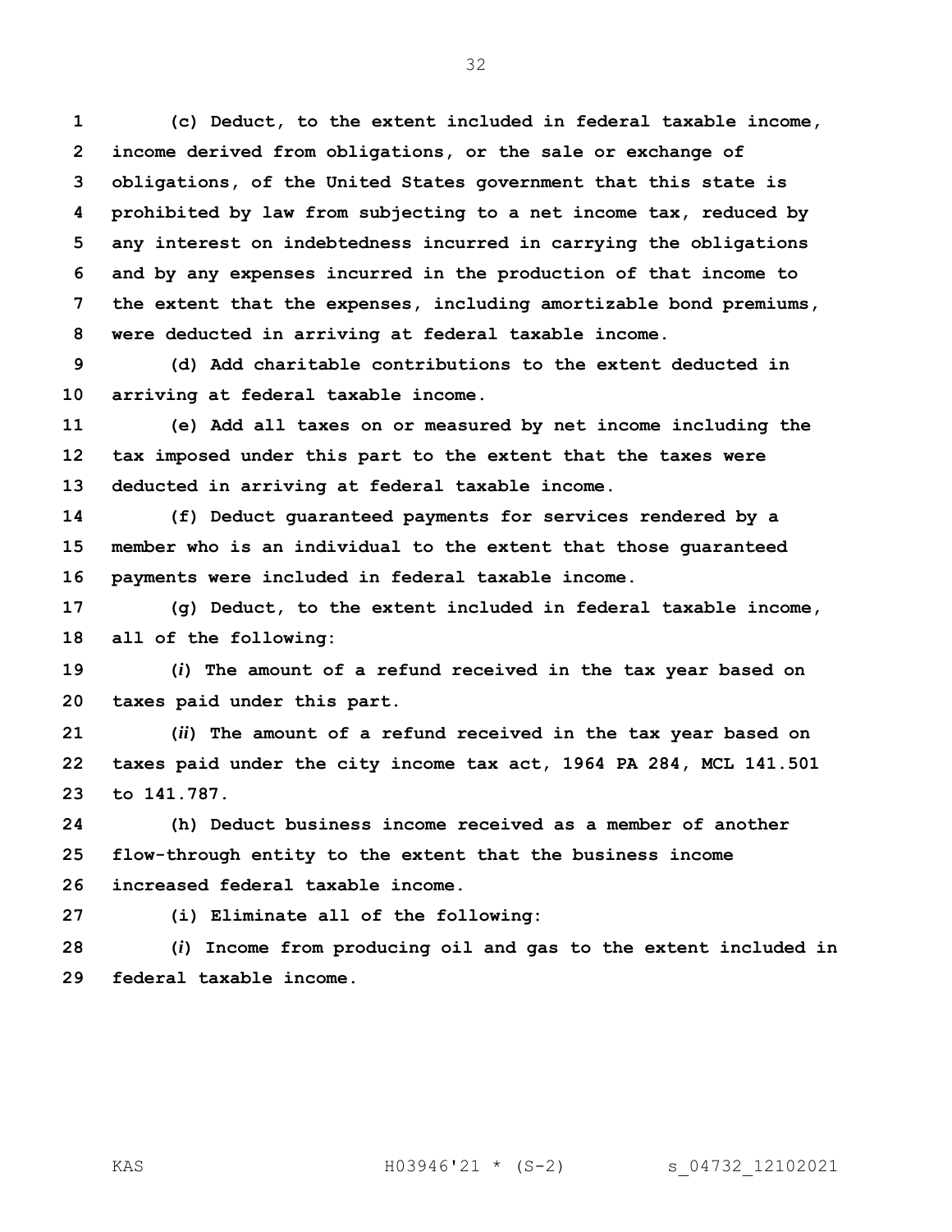**(c) Deduct, to the extent included in federal taxable income, income derived from obligations, or the sale or exchange of obligations, of the United States government that this state is prohibited by law from subjecting to a net income tax, reduced by any interest on indebtedness incurred in carrying the obligations and by any expenses incurred in the production of that income to the extent that the expenses, including amortizable bond premiums, were deducted in arriving at federal taxable income.**

**(d) Add charitable contributions to the extent deducted in arriving at federal taxable income.**

**(e) Add all taxes on or measured by net income including the tax imposed under this part to the extent that the taxes were deducted in arriving at federal taxable income.**

**(f) Deduct guaranteed payments for services rendered by a member who is an individual to the extent that those guaranteed payments were included in federal taxable income.**

**(g) Deduct, to the extent included in federal taxable income, all of the following:**

**(*i*) The amount of a refund received in the tax year based on taxes paid under this part.**

**(*ii*) The amount of a refund received in the tax year based on taxes paid under the city income tax act, 1964 PA 284, MCL 141.501 to 141.787.**

**(h) Deduct business income received as a member of another flow-through entity to the extent that the business income increased federal taxable income.**

**(i) Eliminate all of the following:**

**(*i*) Income from producing oil and gas to the extent included in federal taxable income.**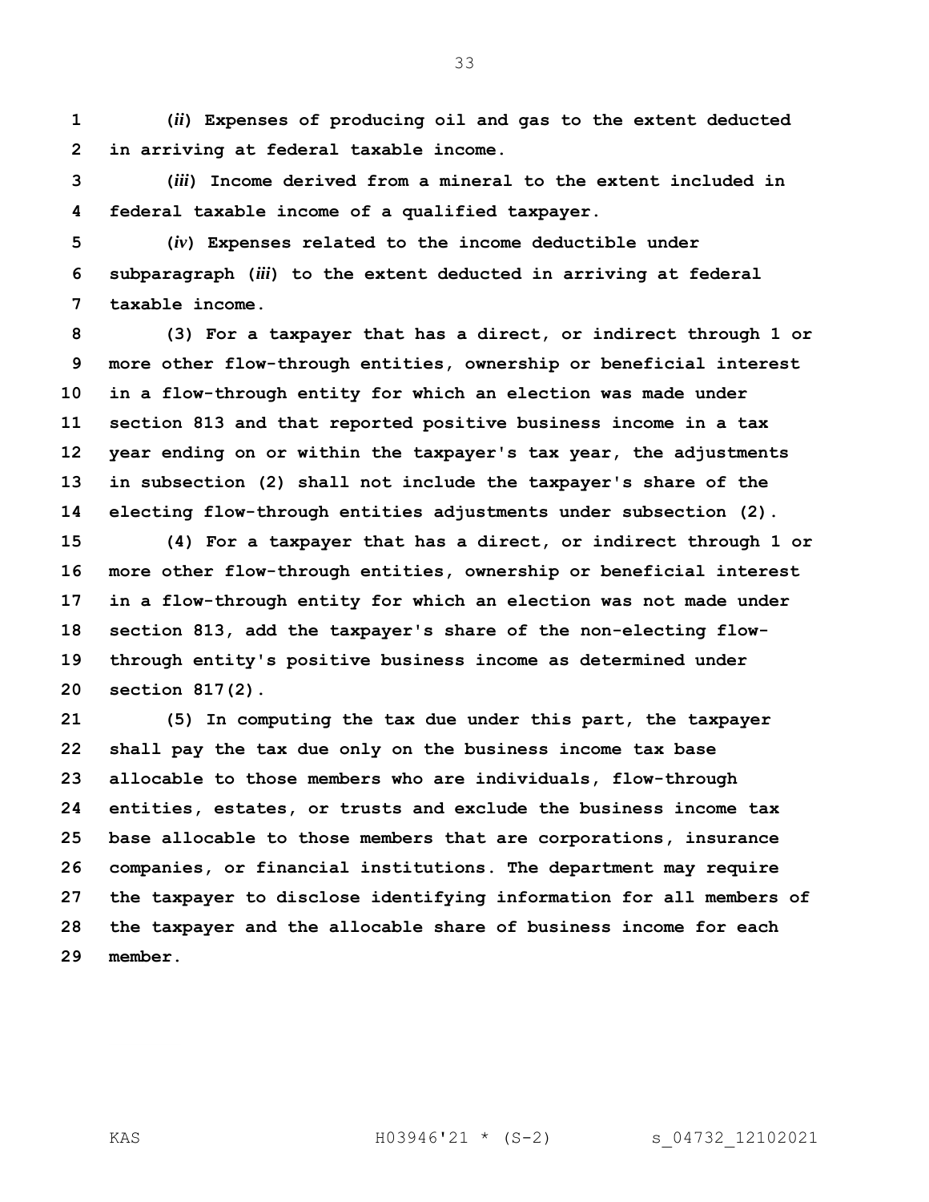**(*ii*) Expenses of producing oil and gas to the extent deducted in arriving at federal taxable income.**

**(*iii*) Income derived from a mineral to the extent included in federal taxable income of a qualified taxpayer.**

**(*iv*) Expenses related to the income deductible under subparagraph (*iii*) to the extent deducted in arriving at federal taxable income.**

**(3) For a taxpayer that has a direct, or indirect through 1 or more other flow-through entities, ownership or beneficial interest in a flow-through entity for which an election was made under section 813 and that reported positive business income in a tax year ending on or within the taxpayer's tax year, the adjustments in subsection (2) shall not include the taxpayer's share of the electing flow-through entities adjustments under subsection (2).**

**(4) For a taxpayer that has a direct, or indirect through 1 or more other flow-through entities, ownership or beneficial interest in a flow-through entity for which an election was not made under section 813, add the taxpayer's share of the non-electing flow-through entity's positive business income as determined under section 817(2).**

**(5) In computing the tax due under this part, the taxpayer shall pay the tax due only on the business income tax base allocable to those members who are individuals, flow-through entities, estates, or trusts and exclude the business income tax base allocable to those members that are corporations, insurance companies, or financial institutions. The department may require the taxpayer to disclose identifying information for all members of the taxpayer and the allocable share of business income for each member.**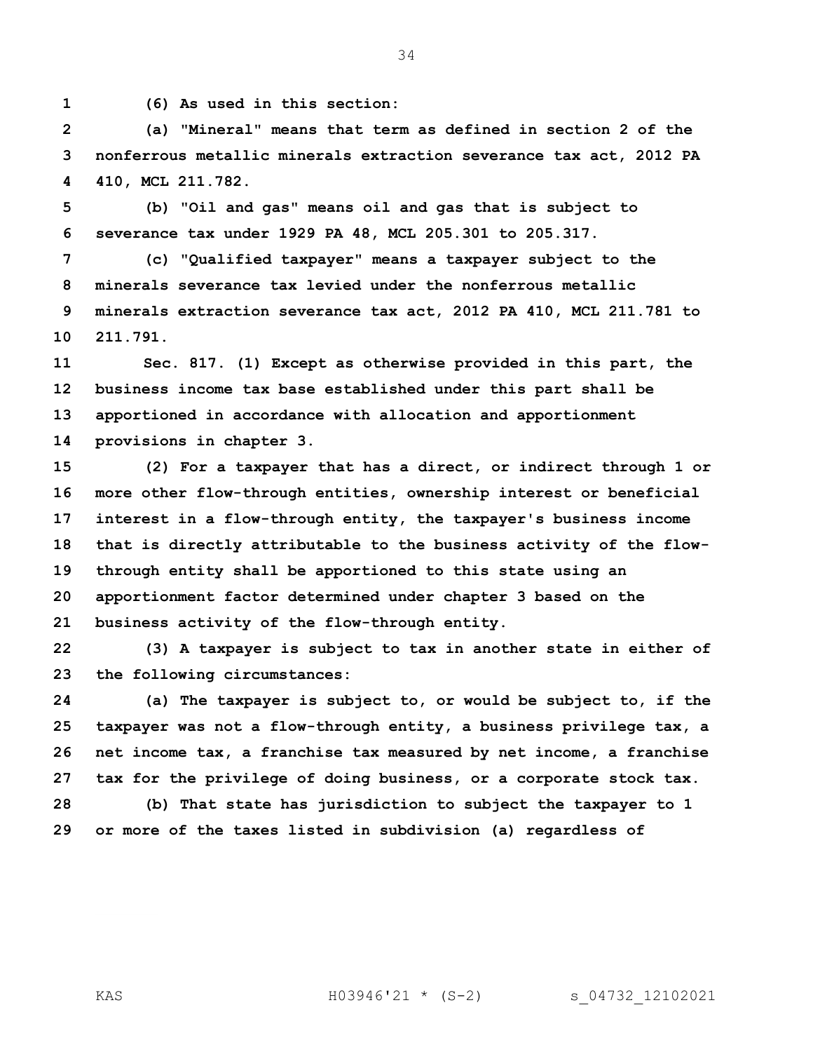**(6) As used in this section:**

**(a) "Mineral" means that term as defined in section 2 of the nonferrous metallic minerals extraction severance tax act, 2012 PA 410, MCL 211.782.**

**(b) "Oil and gas" means oil and gas that is subject to severance tax under 1929 PA 48, MCL 205.301 to 205.317.**

**(c) "Qualified taxpayer" means a taxpayer subject to the minerals severance tax levied under the nonferrous metallic minerals extraction severance tax act, 2012 PA 410, MCL 211.781 to 211.791.**

**Sec. 817. (1) Except as otherwise provided in this part, the business income tax base established under this part shall be apportioned in accordance with allocation and apportionment provisions in chapter 3.**

**(2) For a taxpayer that has a direct, or indirect through 1 or more other flow-through entities, ownership interest or beneficial interest in a flow-through entity, the taxpayer's business income that is directly attributable to the business activity of the flow-through entity shall be apportioned to this state using an apportionment factor determined under chapter 3 based on the business activity of the flow-through entity.**

**(3) A taxpayer is subject to tax in another state in either of the following circumstances:**

**(a) The taxpayer is subject to, or would be subject to, if the taxpayer was not a flow-through entity, a business privilege tax, a net income tax, a franchise tax measured by net income, a franchise tax for the privilege of doing business, or a corporate stock tax.**

**(b) That state has jurisdiction to subject the taxpayer to 1 or more of the taxes listed in subdivision (a) regardless of**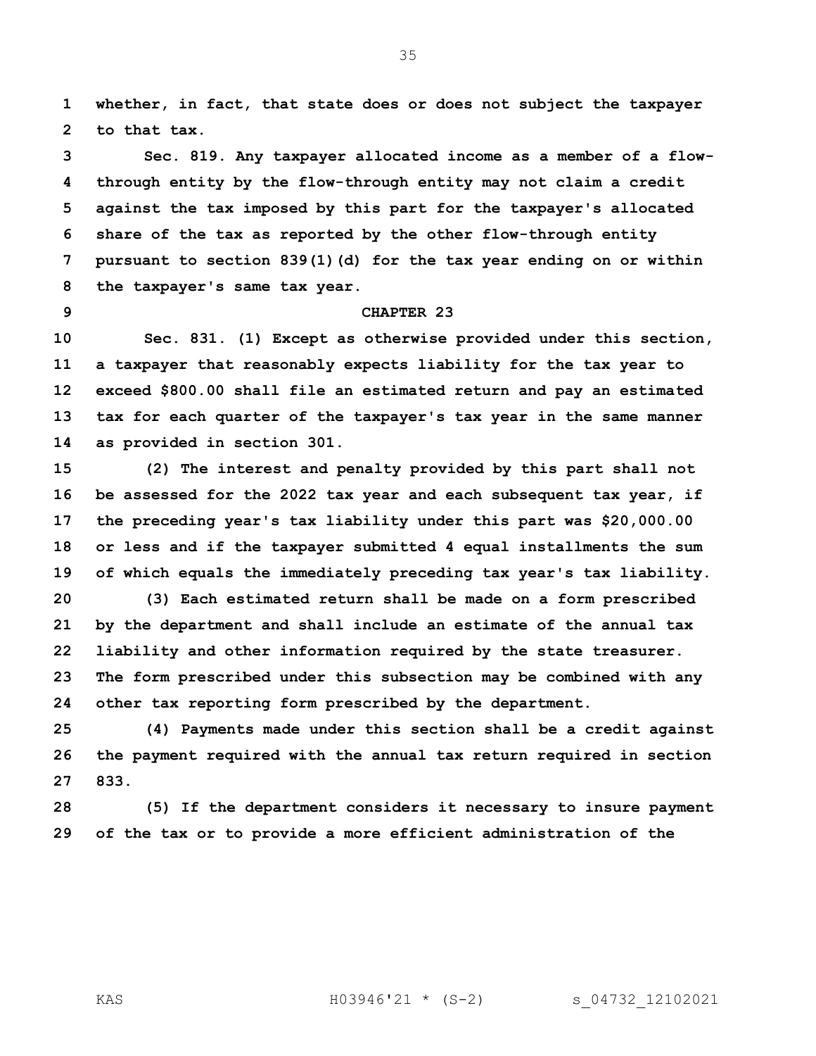**whether, in fact, that state does or does not subject the taxpayer to that tax.**

**Sec. 819. Any taxpayer allocated income as a member of a flow-through entity by the flow-through entity may not claim a credit against the tax imposed by this part for the taxpayer's allocated share of the tax as reported by the other flow-through entity pursuant to section 839(1)(d) for the tax year ending on or within the taxpayer's same tax year.**

**CHAPTER 23**

**Sec. 831. (1) Except as otherwise provided under this section, a taxpayer that reasonably expects liability for the tax year to exceed $800.00 shall file an estimated return and pay an estimated tax for each quarter of the taxpayer's tax year in the same manner as provided in section 301.**

**(2) The interest and penalty provided by this part shall not be assessed for the 2022 tax year and each subsequent tax year, if the preceding year's tax liability under this part was $20,000.00 or less and if the taxpayer submitted 4 equal installments the sum of which equals the immediately preceding tax year's tax liability.**

**(3) Each estimated return shall be made on a form prescribed by the department and shall include an estimate of the annual tax liability and other information required by the state treasurer. The form prescribed under this subsection may be combined with any other tax reporting form prescribed by the department.**

**(4) Payments made under this section shall be a credit against the payment required with the annual tax return required in section 833.**

**(5) If the department considers it necessary to insure payment of the tax or to provide a more efficient administration of the**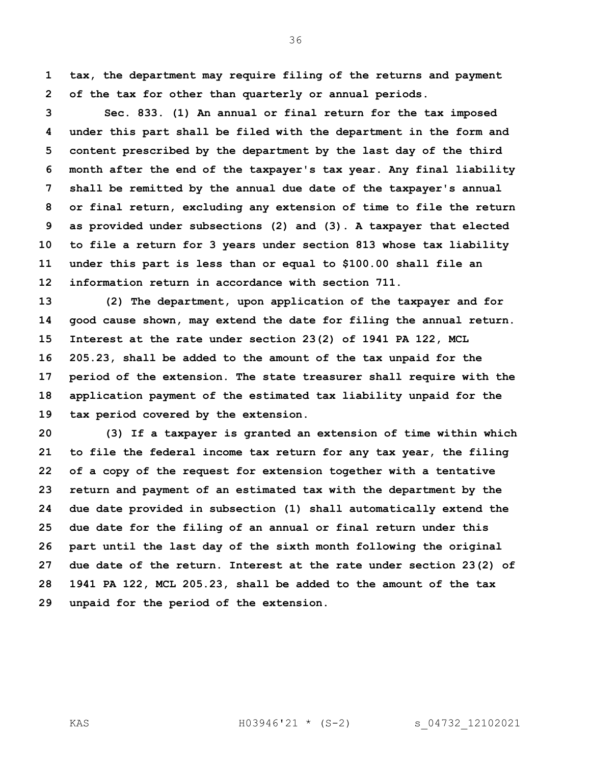**tax, the department may require filing of the returns and payment of the tax for other than quarterly or annual periods.**

**Sec. 833. (1) An annual or final return for the tax imposed under this part shall be filed with the department in the form and content prescribed by the department by the last day of the third month after the end of the taxpayer's tax year. Any final liability shall be remitted by the annual due date of the taxpayer's annual or final return, excluding any extension of time to file the return as provided under subsections (2) and (3). A taxpayer that elected to file a return for 3 years under section 813 whose tax liability under this part is less than or equal to $100.00 shall file an information return in accordance with section 711.**

**(2) The department, upon application of the taxpayer and for good cause shown, may extend the date for filing the annual return. Interest at the rate under section 23(2) of 1941 PA 122, MCL 205.23, shall be added to the amount of the tax unpaid for the period of the extension. The state treasurer shall require with the application payment of the estimated tax liability unpaid for the tax period covered by the extension.**

**(3) If a taxpayer is granted an extension of time within which to file the federal income tax return for any tax year, the filing of a copy of the request for extension together with a tentative return and payment of an estimated tax with the department by the due date provided in subsection (1) shall automatically extend the due date for the filing of an annual or final return under this part until the last day of the sixth month following the original due date of the return. Interest at the rate under section 23(2) of 1941 PA 122, MCL 205.23, shall be added to the amount of the tax unpaid for the period of the extension.**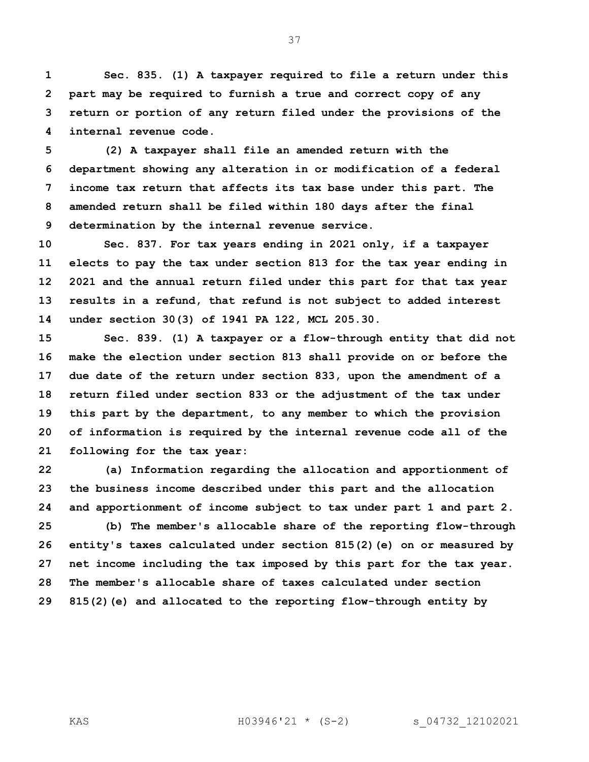**Sec. 835. (1) A taxpayer required to file a return under this part may be required to furnish a true and correct copy of any return or portion of any return filed under the provisions of the internal revenue code.**

**(2) A taxpayer shall file an amended return with the department showing any alteration in or modification of a federal income tax return that affects its tax base under this part. The amended return shall be filed within 180 days after the final determination by the internal revenue service.**

**Sec. 837. For tax years ending in 2021 only, if a taxpayer elects to pay the tax under section 813 for the tax year ending in 2021 and the annual return filed under this part for that tax year results in a refund, that refund is not subject to added interest under section 30(3) of 1941 PA 122, MCL 205.30.**

**Sec. 839. (1) A taxpayer or a flow-through entity that did not make the election under section 813 shall provide on or before the due date of the return under section 833, upon the amendment of a return filed under section 833 or the adjustment of the tax under this part by the department, to any member to which the provision of information is required by the internal revenue code all of the following for the tax year:**

**(a) Information regarding the allocation and apportionment of the business income described under this part and the allocation and apportionment of income subject to tax under part 1 and part 2.**

**(b) The member's allocable share of the reporting flow-through entity's taxes calculated under section 815(2)(e) on or measured by net income including the tax imposed by this part for the tax year. The member's allocable share of taxes calculated under section 815(2)(e) and allocated to the reporting flow-through entity by**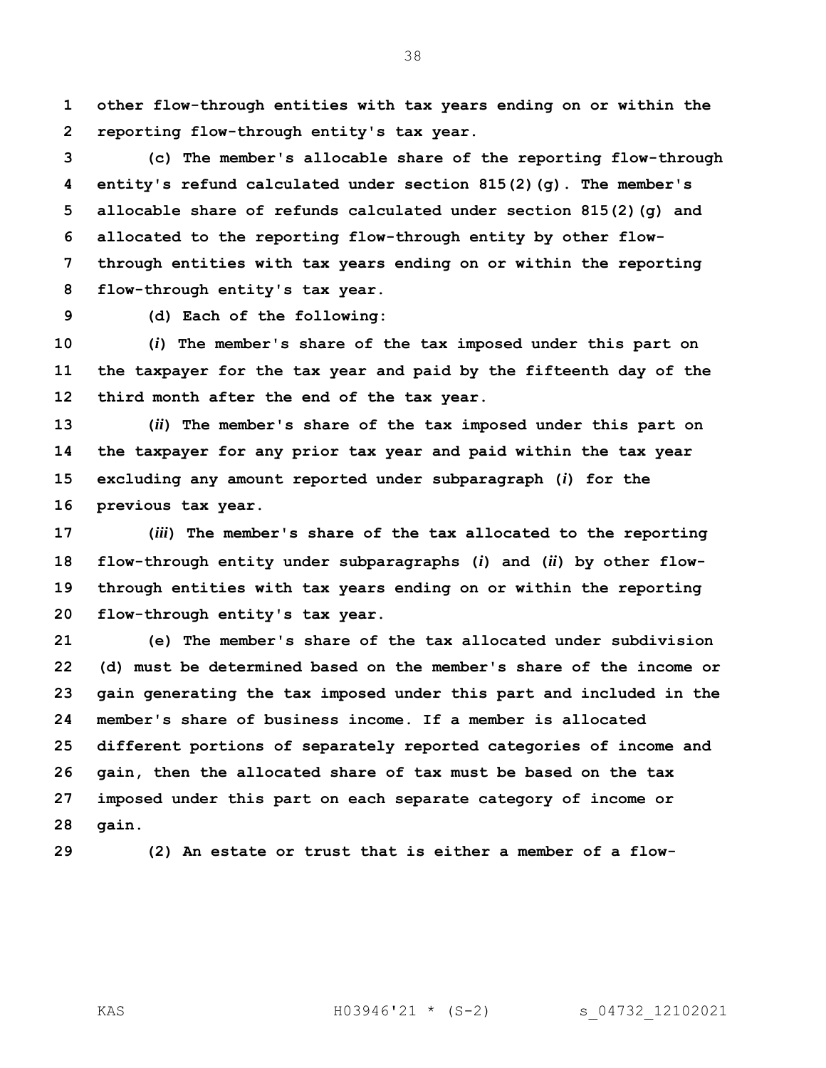**other flow-through entities with tax years ending on or within the reporting flow-through entity's tax year.**

**(c) The member's allocable share of the reporting flow-through entity's refund calculated under section 815(2)(g). The member's allocable share of refunds calculated under section 815(2)(g) and allocated to the reporting flow-through entity by other flow-through entities with tax years ending on or within the reporting flow-through entity's tax year.**

**(d) Each of the following:**

**(*i*) The member's share of the tax imposed under this part on the taxpayer for the tax year and paid by the fifteenth day of the third month after the end of the tax year.**

**(*ii*) The member's share of the tax imposed under this part on the taxpayer for any prior tax year and paid within the tax year excluding any amount reported under subparagraph (*i*) for the previous tax year.**

**(*iii*) The member's share of the tax allocated to the reporting flow-through entity under subparagraphs (*i*) and (*ii*) by other flow-through entities with tax years ending on or within the reporting flow-through entity's tax year.**

**(e) The member's share of the tax allocated under subdivision (d) must be determined based on the member's share of the income or gain generating the tax imposed under this part and included in the member's share of business income. If a member is allocated different portions of separately reported categories of income and gain, then the allocated share of tax must be based on the tax imposed under this part on each separate category of income or gain.**

**(2) An estate or trust that is either a member of a flow-**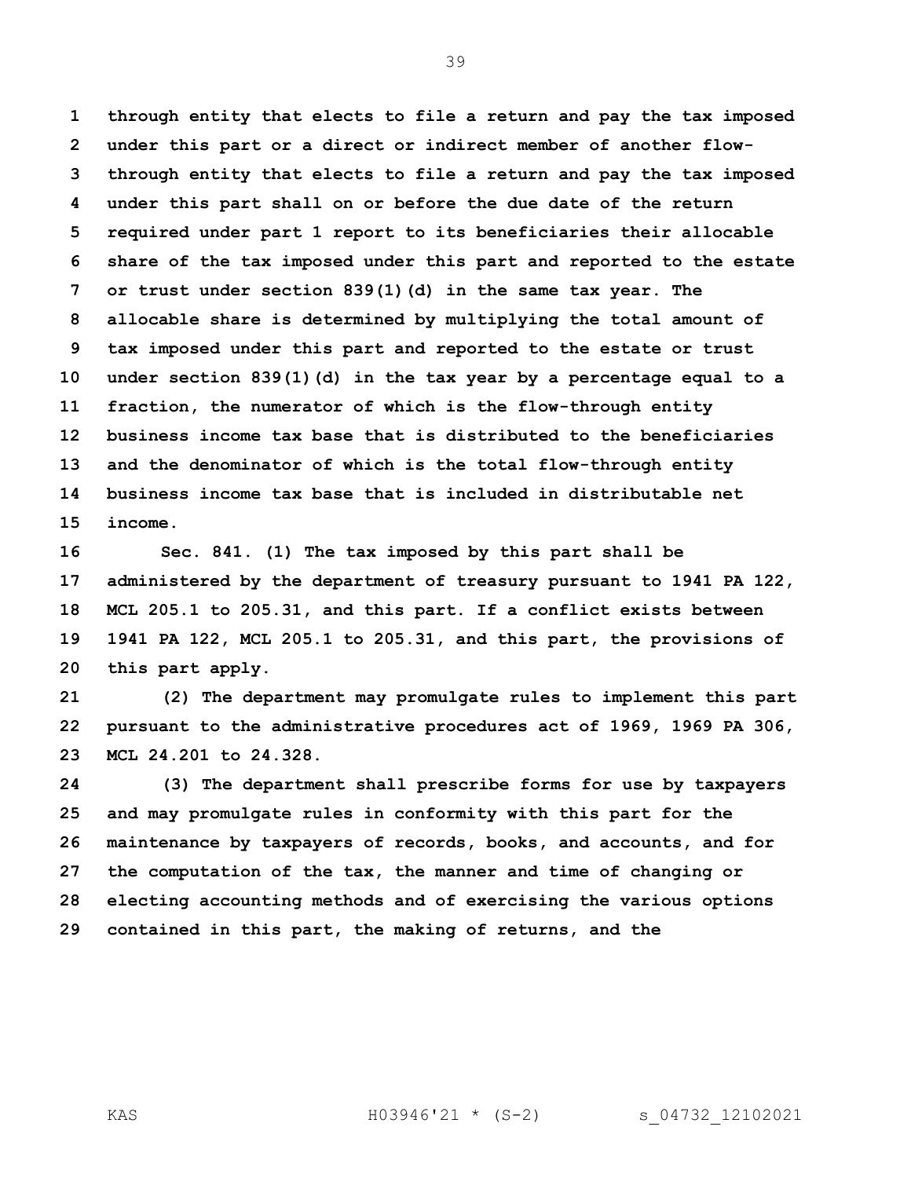**through entity that elects to file a return and pay the tax imposed under this part or a direct or indirect member of another flow-through entity that elects to file a return and pay the tax imposed under this part shall on or before the due date of the return required under part 1 report to its beneficiaries their allocable share of the tax imposed under this part and reported to the estate or trust under section 839(1)(d) in the same tax year. The allocable share is determined by multiplying the total amount of tax imposed under this part and reported to the estate or trust under section 839(1)(d) in the tax year by a percentage equal to a fraction, the numerator of which is the flow-through entity business income tax base that is distributed to the beneficiaries and the denominator of which is the total flow-through entity business income tax base that is included in distributable net income.**

**Sec. 841. (1) The tax imposed by this part shall be administered by the department of treasury pursuant to 1941 PA 122, MCL 205.1 to 205.31, and this part. If a conflict exists between 1941 PA 122, MCL 205.1 to 205.31, and this part, the provisions of this part apply.**

**(2) The department may promulgate rules to implement this part pursuant to the administrative procedures act of 1969, 1969 PA 306, MCL 24.201 to 24.328.**

**(3) The department shall prescribe forms for use by taxpayers and may promulgate rules in conformity with this part for the maintenance by taxpayers of records, books, and accounts, and for the computation of the tax, the manner and time of changing or electing accounting methods and of exercising the various options contained in this part, the making of returns, and the**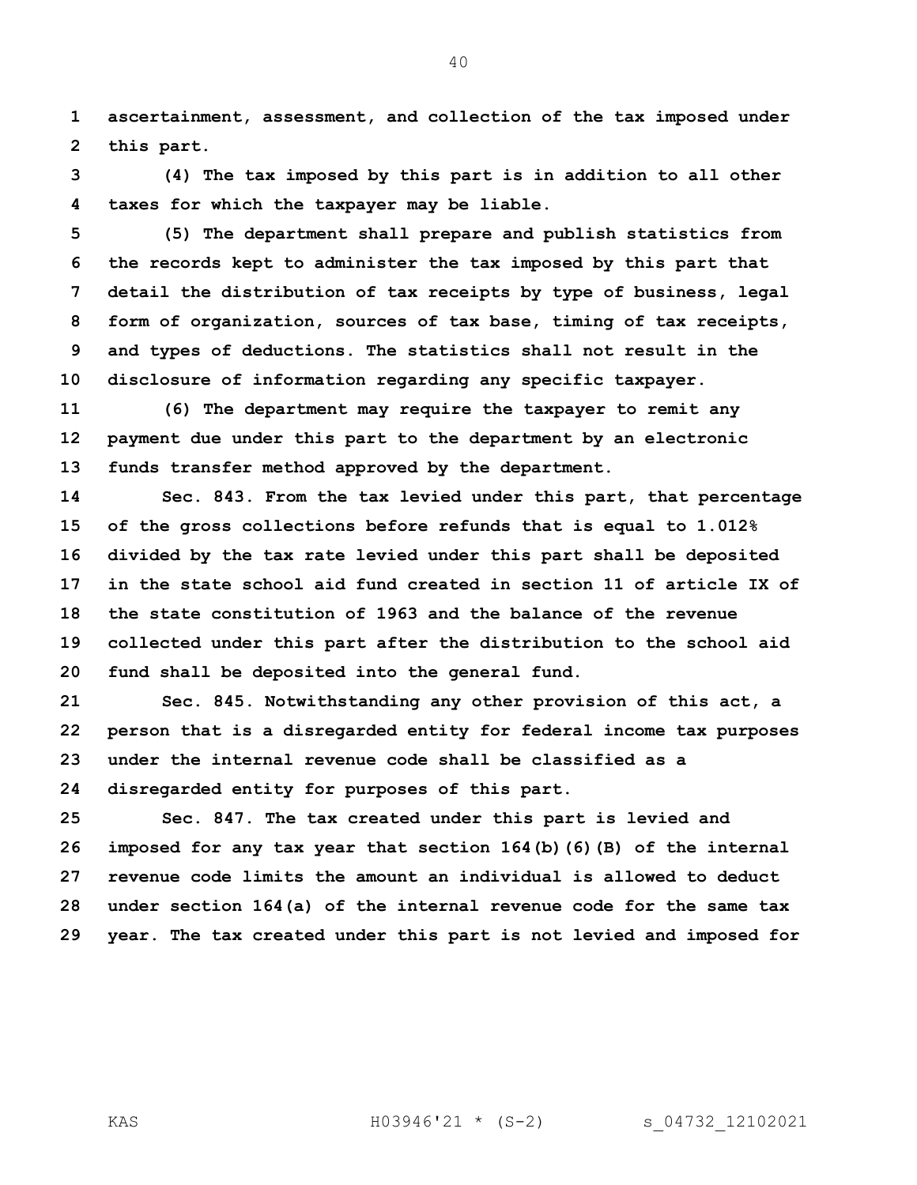**ascertainment, assessment, and collection of the tax imposed under this part.**

**(4) The tax imposed by this part is in addition to all other taxes for which the taxpayer may be liable.**

**(5) The department shall prepare and publish statistics from the records kept to administer the tax imposed by this part that detail the distribution of tax receipts by type of business, legal form of organization, sources of tax base, timing of tax receipts, and types of deductions. The statistics shall not result in the disclosure of information regarding any specific taxpayer.**

**(6) The department may require the taxpayer to remit any payment due under this part to the department by an electronic funds transfer method approved by the department.**

**Sec. 843. From the tax levied under this part, that percentage of the gross collections before refunds that is equal to 1.012% divided by the tax rate levied under this part shall be deposited in the state school aid fund created in section 11 of article IX of the state constitution of 1963 and the balance of the revenue collected under this part after the distribution to the school aid fund shall be deposited into the general fund.**

**Sec. 845. Notwithstanding any other provision of this act, a person that is a disregarded entity for federal income tax purposes under the internal revenue code shall be classified as a disregarded entity for purposes of this part.**

**Sec. 847. The tax created under this part is levied and imposed for any tax year that section 164(b)(6)(B) of the internal revenue code limits the amount an individual is allowed to deduct under section 164(a) of the internal revenue code for the same tax year. The tax created under this part is not levied and imposed for**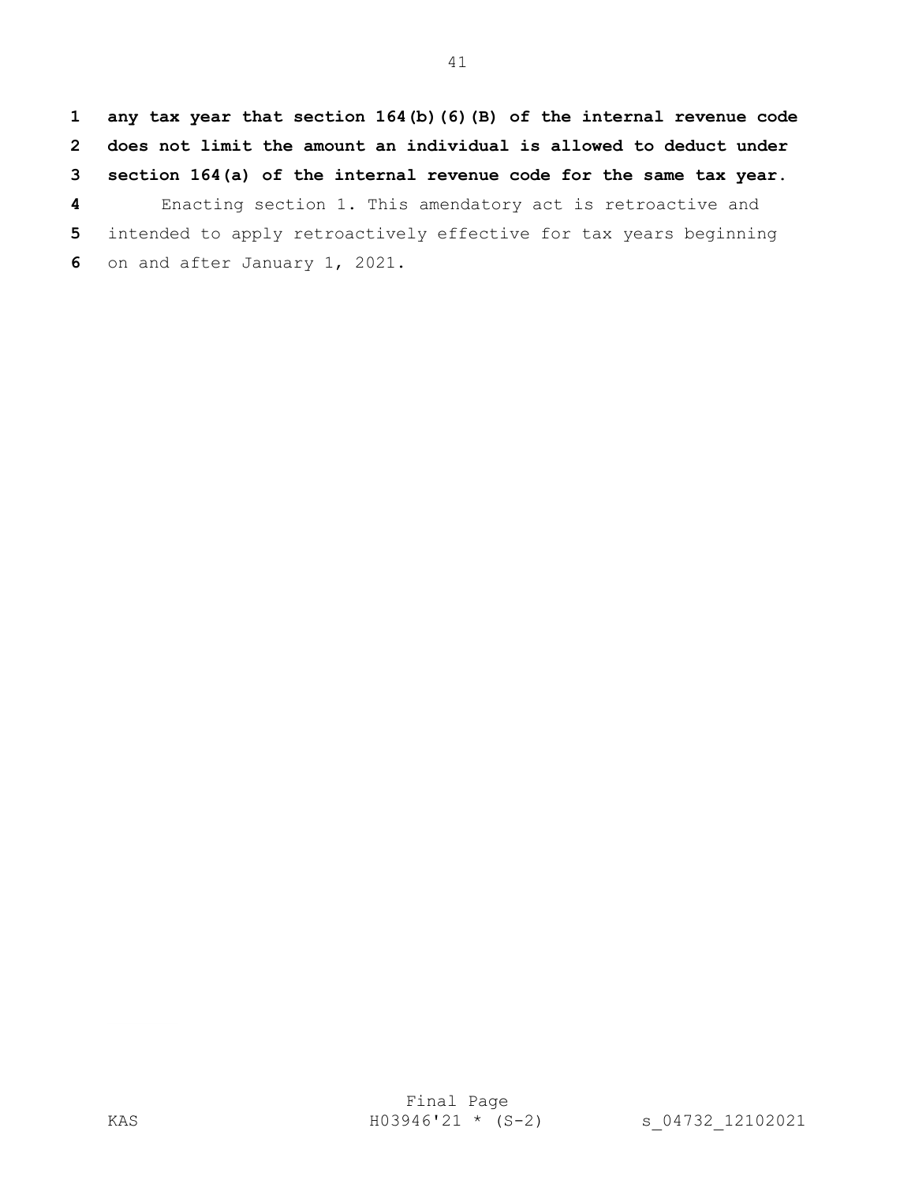**any tax year that section 164(b)(6)(B) of the internal revenue code does not limit the amount an individual is allowed to deduct under section 164(a) of the internal revenue code for the same tax year.**

Enacting section 1. This amendatory act is retroactive and intended to apply retroactively effective for tax years beginning on and after January 1, 2021.